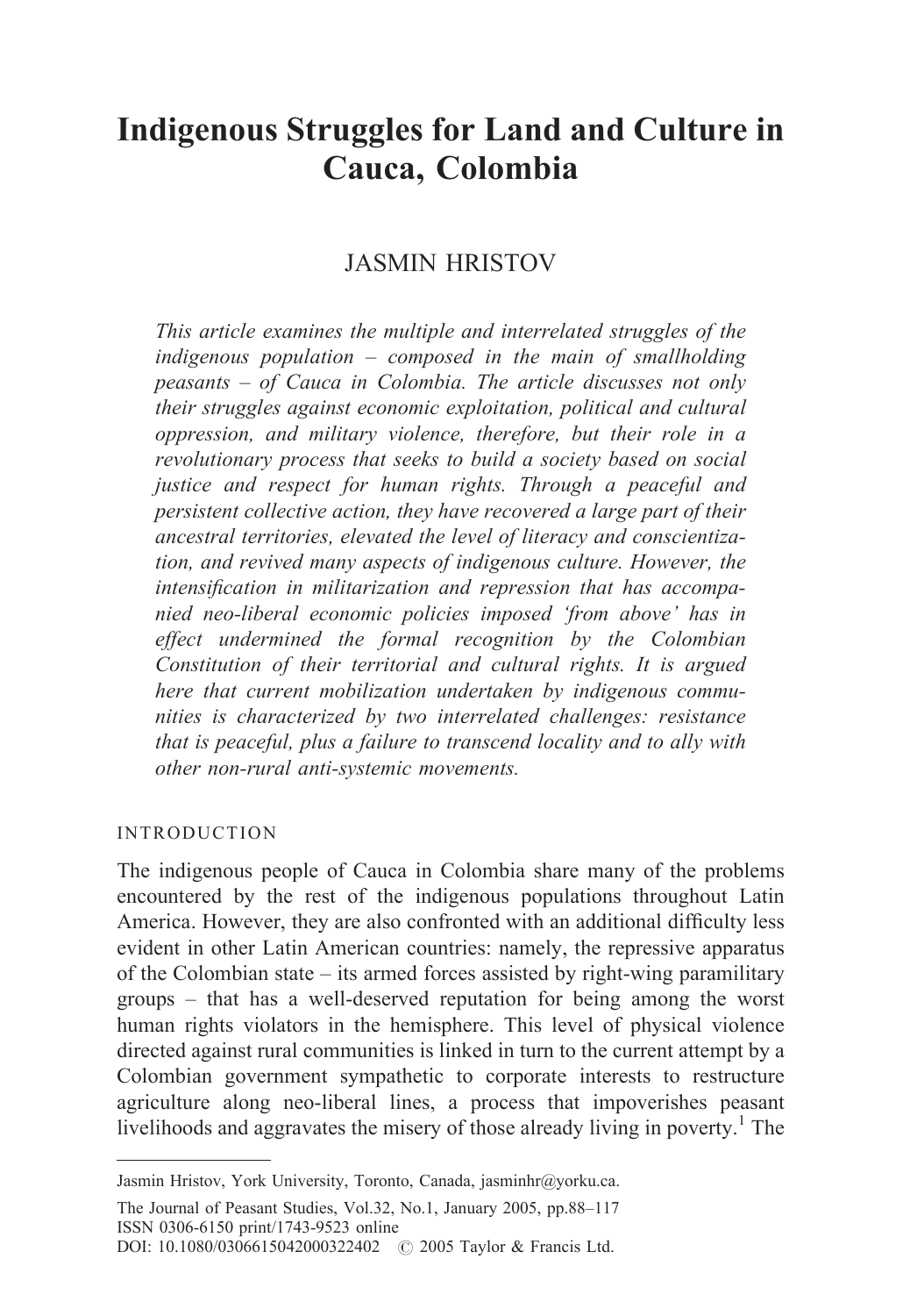# Indigenous Struggles for Land and Culture in Cauca, Colombia

JASMIN HRISTOV

*This article examines the multiple and interrelated struggles of the indigenous population – composed in the main of smallholding peasants – of Cauca in Colombia. The article discusses not only their struggles against economic exploitation, political and cultural oppression, and military violence, therefore, but their role in a revolutionary process that seeks to build a society based on social justice and respect for human rights. Through a peaceful and persistent collective action, they have recovered a large part of their ancestral territories, elevated the level of literacy and conscientization, and revived many aspects of indigenous culture. However, the intensification in militarization and repression that has accompanied neo-liberal economic policies imposed 'from above' has in effect undermined the formal recognition by the Colombian Constitution of their territorial and cultural rights. It is argued here that current mobilization undertaken by indigenous communities is characterized by two interrelated challenges: resistance that is peaceful, plus a failure to transcend locality and to ally with other non-rural anti-systemic movements.*

## INTRODUCTION

The indigenous people of Cauca in Colombia share many of the problems encountered by the rest of the indigenous populations throughout Latin America. However, they are also confronted with an additional difficulty less evident in other Latin American countries: namely, the repressive apparatus of the Colombian state – its armed forces assisted by right-wing paramilitary groups – that has a well-deserved reputation for being among the worst human rights violators in the hemisphere. This level of physical violence directed against rural communities is linked in turn to the current attempt by a Colombian government sympathetic to corporate interests to restructure agriculture along neo-liberal lines, a process that impoverishes peasant livelihoods and aggravates the misery of those already living in poverty.[1] The

---

Jasmin Hristov, York University, Toronto, Canada, jasminhr@yorku.ca.

DOI: 10.1080/0306615042000322402 © 2005 Taylor & Francis Ltd.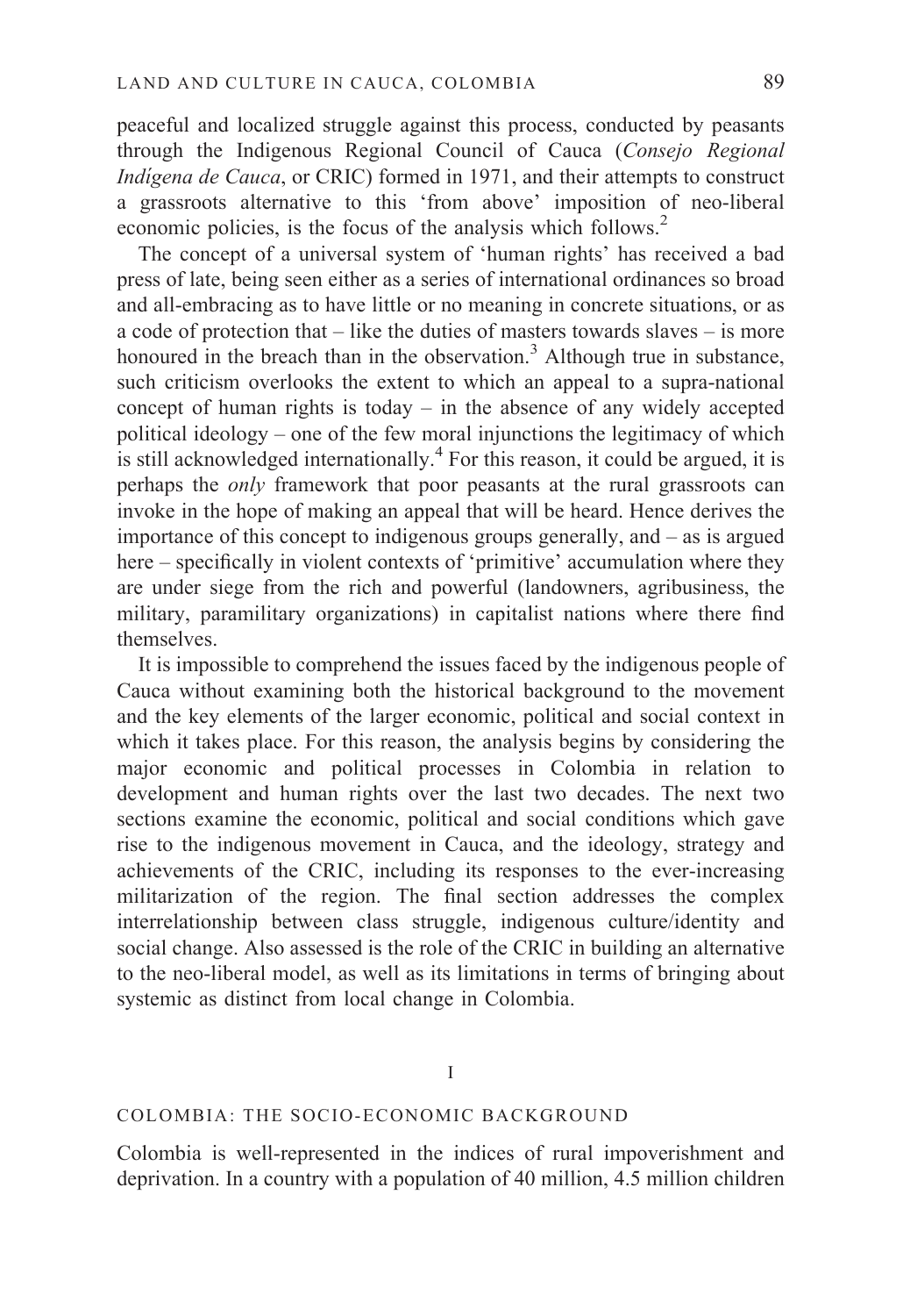peaceful and localized struggle against this process, conducted by peasants through the Indigenous Regional Council of Cauca (*Consejo Regional Indígena de Cauca*, or CRIC) formed in 1971, and their attempts to construct a grassroots alternative to this 'from above' imposition of neo-liberal economic policies, is the focus of the analysis which follows.[2]

The concept of a universal system of 'human rights' has received a bad press of late, being seen either as a series of international ordinances so broad and all-embracing as to have little or no meaning in concrete situations, or as a code of protection that – like the duties of masters towards slaves – is more honoured in the breach than in the observation.[3] Although true in substance, such criticism overlooks the extent to which an appeal to a supra-national concept of human rights is today – in the absence of any widely accepted political ideology – one of the few moral injunctions the legitimacy of which is still acknowledged internationally.[4] For this reason, it could be argued, it is perhaps the *only* framework that poor peasants at the rural grassroots can invoke in the hope of making an appeal that will be heard. Hence derives the importance of this concept to indigenous groups generally, and – as is argued here – specifically in violent contexts of 'primitive' accumulation where they are under siege from the rich and powerful (landowners, agribusiness, the military, paramilitary organizations) in capitalist nations where there find themselves.

It is impossible to comprehend the issues faced by the indigenous people of Cauca without examining both the historical background to the movement and the key elements of the larger economic, political and social context in which it takes place. For this reason, the analysis begins by considering the major economic and political processes in Colombia in relation to development and human rights over the last two decades. The next two sections examine the economic, political and social conditions which gave rise to the indigenous movement in Cauca, and the ideology, strategy and achievements of the CRIC, including its responses to the ever-increasing militarization of the region. The final section addresses the complex interrelationship between class struggle, indigenous culture/identity and social change. Also assessed is the role of the CRIC in building an alternative to the neo-liberal model, as well as its limitations in terms of bringing about systemic as distinct from local change in Colombia.

## I

## COLOMBIA: THE SOCIO-ECONOMIC BACKGROUND

Colombia is well-represented in the indices of rural impoverishment and deprivation. In a country with a population of 40 million, 4.5 million children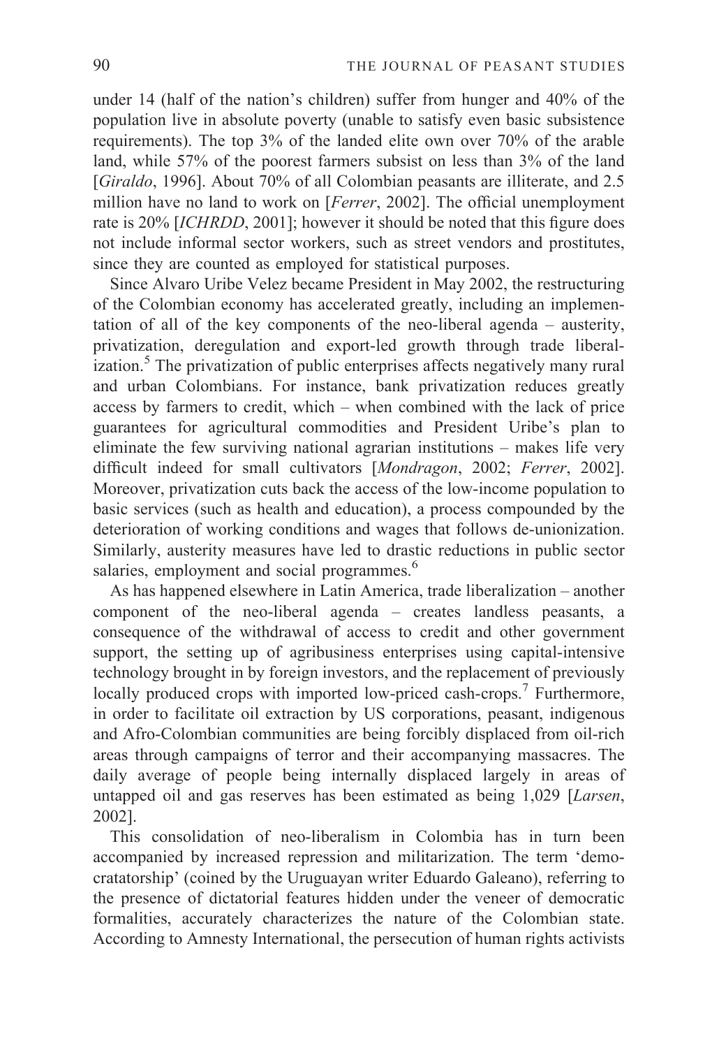under 14 (half of the nation's children) suffer from hunger and 40% of the population live in absolute poverty (unable to satisfy even basic subsistence requirements). The top 3% of the landed elite own over 70% of the arable land, while 57% of the poorest farmers subsist on less than 3% of the land [*Giraldo*, 1996]. About 70% of all Colombian peasants are illiterate, and 2.5 million have no land to work on [*Ferrer*, 2002]. The official unemployment rate is 20% [*ICHRDD*, 2001]; however it should be noted that this figure does not include informal sector workers, such as street vendors and prostitutes, since they are counted as employed for statistical purposes.

Since Alvaro Uribe Velez became President in May 2002, the restructuring of the Colombian economy has accelerated greatly, including an implementation of all of the key components of the neo-liberal agenda – austerity, privatization, deregulation and export-led growth through trade liberalization.[5] The privatization of public enterprises affects negatively many rural and urban Colombians. For instance, bank privatization reduces greatly access by farmers to credit, which – when combined with the lack of price guarantees for agricultural commodities and President Uribe's plan to eliminate the few surviving national agrarian institutions – makes life very difficult indeed for small cultivators [*Mondragon*, 2002; *Ferrer*, 2002]. Moreover, privatization cuts back the access of the low-income population to basic services (such as health and education), a process compounded by the deterioration of working conditions and wages that follows de-unionization. Similarly, austerity measures have led to drastic reductions in public sector salaries, employment and social programmes.[6]

As has happened elsewhere in Latin America, trade liberalization – another component of the neo-liberal agenda – creates landless peasants, a consequence of the withdrawal of access to credit and other government support, the setting up of agribusiness enterprises using capital-intensive technology brought in by foreign investors, and the replacement of previously locally produced crops with imported low-priced cash-crops.[7] Furthermore, in order to facilitate oil extraction by US corporations, peasant, indigenous and Afro-Colombian communities are being forcibly displaced from oil-rich areas through campaigns of terror and their accompanying massacres. The daily average of people being internally displaced largely in areas of untapped oil and gas reserves has been estimated as being 1,029 [*Larsen*, 2002].

This consolidation of neo-liberalism in Colombia has in turn been accompanied by increased repression and militarization. The term 'democratatorship' (coined by the Uruguayan writer Eduardo Galeano), referring to the presence of dictatorial features hidden under the veneer of democratic formalities, accurately characterizes the nature of the Colombian state. According to Amnesty International, the persecution of human rights activists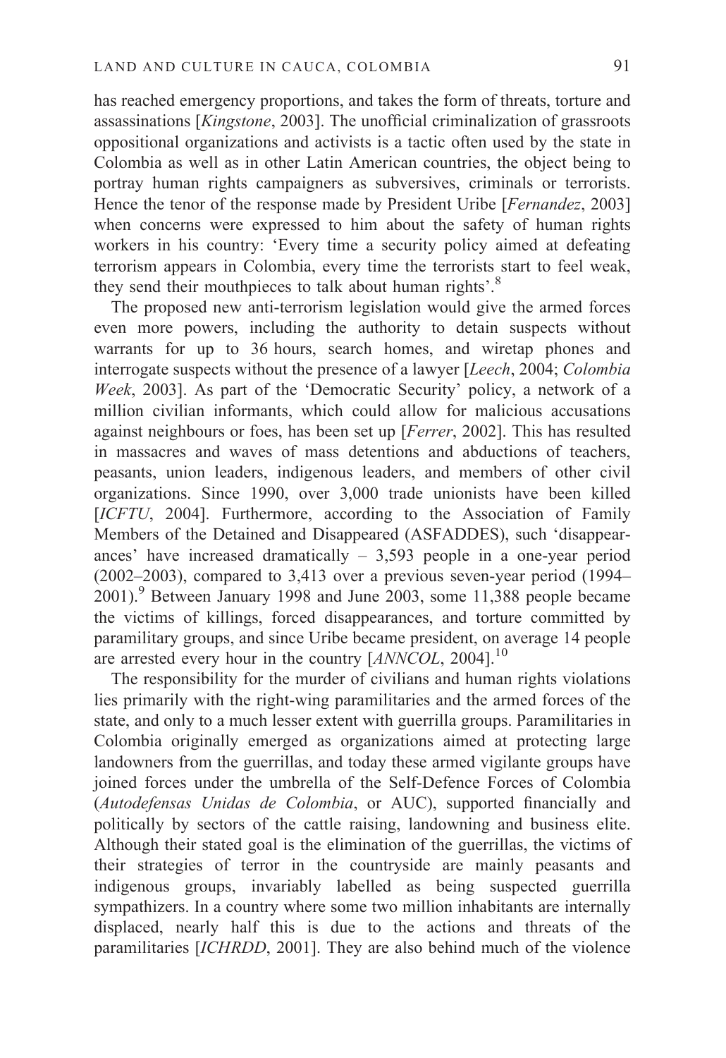has reached emergency proportions, and takes the form of threats, torture and assassinations [*Kingstone*, 2003]. The unofficial criminalization of grassroots oppositional organizations and activists is a tactic often used by the state in Colombia as well as in other Latin American countries, the object being to portray human rights campaigners as subversives, criminals or terrorists. Hence the tenor of the response made by President Uribe [*Fernandez*, 2003] when concerns were expressed to him about the safety of human rights workers in his country: 'Every time a security policy aimed at defeating terrorism appears in Colombia, every time the terrorists start to feel weak, they send their mouthpieces to talk about human rights'.[8]

The proposed new anti-terrorism legislation would give the armed forces even more powers, including the authority to detain suspects without warrants for up to 36 hours, search homes, and wiretap phones and interrogate suspects without the presence of a lawyer [*Leech*, 2004; *Colombia Week*, 2003]. As part of the 'Democratic Security' policy, a network of a million civilian informants, which could allow for malicious accusations against neighbours or foes, has been set up [*Ferrer*, 2002]. This has resulted in massacres and waves of mass detentions and abductions of teachers, peasants, union leaders, indigenous leaders, and members of other civil organizations. Since 1990, over 3,000 trade unionists have been killed [*ICFTU*, 2004]. Furthermore, according to the Association of Family Members of the Detained and Disappeared (ASFADDES), such 'disappearances' have increased dramatically – 3,593 people in a one-year period (2002–2003), compared to 3,413 over a previous seven-year period (1994–2001).[9] Between January 1998 and June 2003, some 11,388 people became the victims of killings, forced disappearances, and torture committed by paramilitary groups, and since Uribe became president, on average 14 people are arrested every hour in the country [*ANNCOL*, 2004].[10]

The responsibility for the murder of civilians and human rights violations lies primarily with the right-wing paramilitaries and the armed forces of the state, and only to a much lesser extent with guerrilla groups. Paramilitaries in Colombia originally emerged as organizations aimed at protecting large landowners from the guerrillas, and today these armed vigilante groups have joined forces under the umbrella of the Self-Defence Forces of Colombia (*Autodefensas Unidas de Colombia*, or AUC), supported financially and politically by sectors of the cattle raising, landowning and business elite. Although their stated goal is the elimination of the guerrillas, the victims of their strategies of terror in the countryside are mainly peasants and indigenous groups, invariably labelled as being suspected guerrilla sympathizers. In a country where some two million inhabitants are internally displaced, nearly half this is due to the actions and threats of the paramilitaries [*ICHRDD*, 2001]. They are also behind much of the violence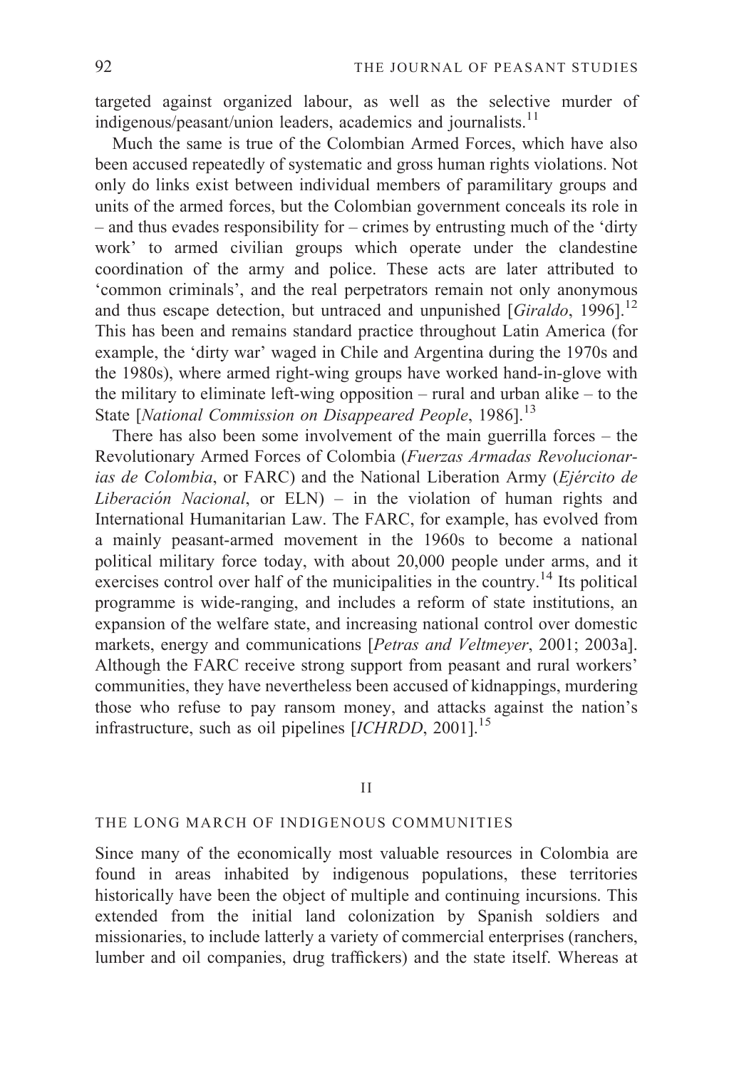targeted against organized labour, as well as the selective murder of indigenous/peasant/union leaders, academics and journalists.[11]

Much the same is true of the Colombian Armed Forces, which have also been accused repeatedly of systematic and gross human rights violations. Not only do links exist between individual members of paramilitary groups and units of the armed forces, but the Colombian government conceals its role in – and thus evades responsibility for – crimes by entrusting much of the 'dirty work' to armed civilian groups which operate under the clandestine coordination of the army and police. These acts are later attributed to 'common criminals', and the real perpetrators remain not only anonymous and thus escape detection, but untraced and unpunished [*Giraldo*, 1996].[12] This has been and remains standard practice throughout Latin America (for example, the 'dirty war' waged in Chile and Argentina during the 1970s and the 1980s), where armed right-wing groups have worked hand-in-glove with the military to eliminate left-wing opposition – rural and urban alike – to the State [*National Commission on Disappeared People*, 1986].[13]

There has also been some involvement of the main guerrilla forces – the Revolutionary Armed Forces of Colombia (*Fuerzas Armadas Revolucionarias de Colombia*, or FARC) and the National Liberation Army (*Ejército de Liberación Nacional*, or ELN) – in the violation of human rights and International Humanitarian Law. The FARC, for example, has evolved from a mainly peasant-armed movement in the 1960s to become a national political military force today, with about 20,000 people under arms, and it exercises control over half of the municipalities in the country.[14] Its political programme is wide-ranging, and includes a reform of state institutions, an expansion of the welfare state, and increasing national control over domestic markets, energy and communications [*Petras and Veltmeyer*, 2001; 2003a]. Although the FARC receive strong support from peasant and rural workers' communities, they have nevertheless been accused of kidnappings, murdering those who refuse to pay ransom money, and attacks against the nation's infrastructure, such as oil pipelines [*ICHRDD*, 2001].[15]

## II

### THE LONG MARCH OF INDIGENOUS COMMUNITIES

Since many of the economically most valuable resources in Colombia are found in areas inhabited by indigenous populations, these territories historically have been the object of multiple and continuing incursions. This extended from the initial land colonization by Spanish soldiers and missionaries, to include latterly a variety of commercial enterprises (ranchers, lumber and oil companies, drug traffickers) and the state itself. Whereas at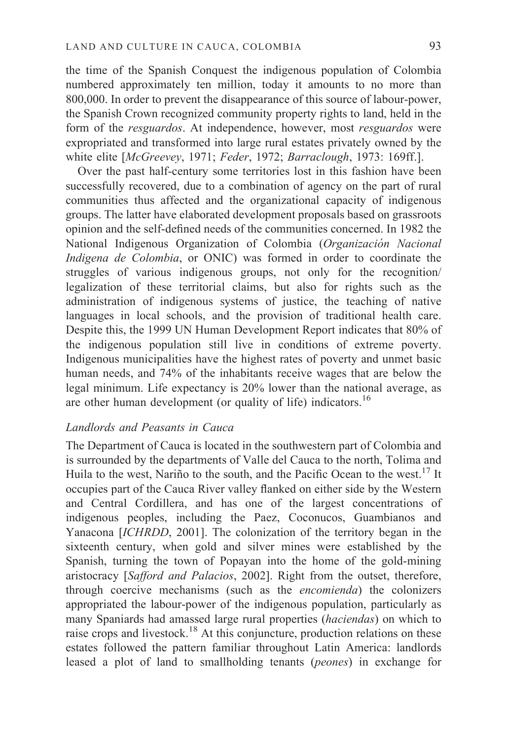the time of the Spanish Conquest the indigenous population of Colombia numbered approximately ten million, today it amounts to no more than 800,000. In order to prevent the disappearance of this source of labour-power, the Spanish Crown recognized community property rights to land, held in the form of the *resguardos*. At independence, however, most *resguardos* were expropriated and transformed into large rural estates privately owned by the white elite [*McGreevey*, 1971; *Feder*, 1972; *Barraclough*, 1973: 169ff.].

Over the past half-century some territories lost in this fashion have been successfully recovered, due to a combination of agency on the part of rural communities thus affected and the organizational capacity of indigenous groups. The latter have elaborated development proposals based on grassroots opinion and the self-defined needs of the communities concerned. In 1982 the National Indigenous Organization of Colombia (*Organización Nacional Indigena de Colombia*, or ONIC) was formed in order to coordinate the struggles of various indigenous groups, not only for the recognition/legalization of these territorial claims, but also for rights such as the administration of indigenous systems of justice, the teaching of native languages in local schools, and the provision of traditional health care. Despite this, the 1999 UN Human Development Report indicates that 80% of the indigenous population still live in conditions of extreme poverty. Indigenous municipalities have the highest rates of poverty and unmet basic human needs, and 74% of the inhabitants receive wages that are below the legal minimum. Life expectancy is 20% lower than the national average, as are other human development (or quality of life) indicators.[16]

### *Landlords and Peasants in Cauca*

The Department of Cauca is located in the southwestern part of Colombia and is surrounded by the departments of Valle del Cauca to the north, Tolima and Huila to the west, Nariño to the south, and the Pacific Ocean to the west.[17] It occupies part of the Cauca River valley flanked on either side by the Western and Central Cordillera, and has one of the largest concentrations of indigenous peoples, including the Paez, Coconucos, Guambianos and Yanacona [*ICHRDD*, 2001]. The colonization of the territory began in the sixteenth century, when gold and silver mines were established by the Spanish, turning the town of Popayan into the home of the gold-mining aristocracy [*Safford and Palacios*, 2002]. Right from the outset, therefore, through coercive mechanisms (such as the *encomienda*) the colonizers appropriated the labour-power of the indigenous population, particularly as many Spaniards had amassed large rural properties (*haciendas*) on which to raise crops and livestock.[18] At this conjuncture, production relations on these estates followed the pattern familiar throughout Latin America: landlords leased a plot of land to smallholding tenants (*peones*) in exchange for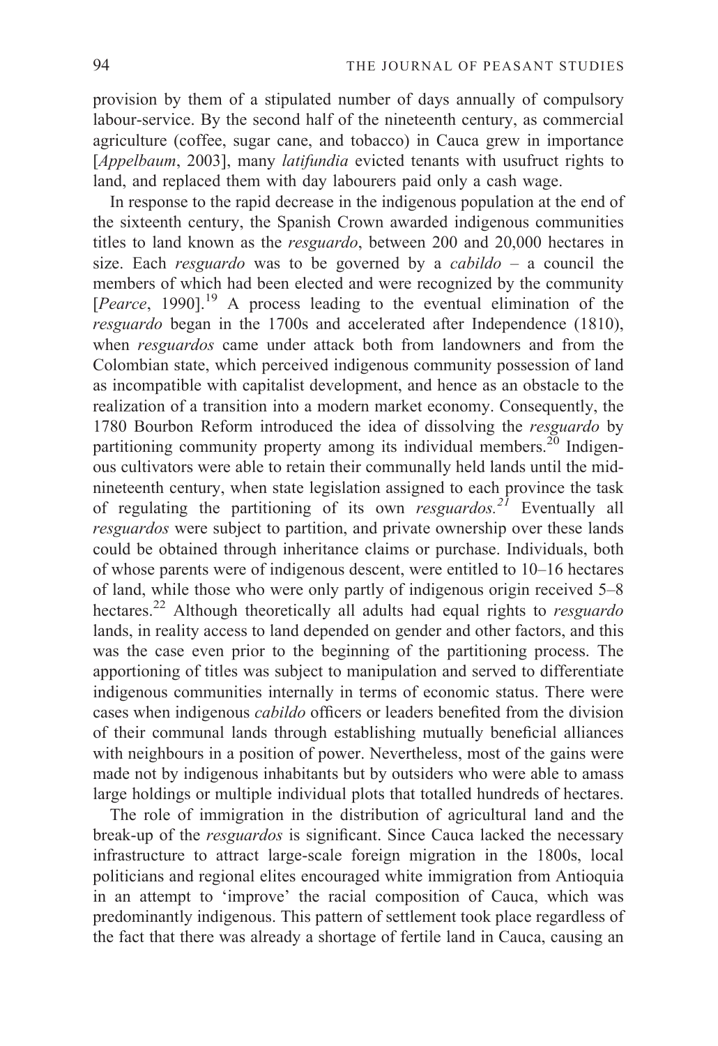provision by them of a stipulated number of days annually of compulsory labour-service. By the second half of the nineteenth century, as commercial agriculture (coffee, sugar cane, and tobacco) in Cauca grew in importance [*Appelbaum*, 2003], many *latifundia* evicted tenants with usufruct rights to land, and replaced them with day labourers paid only a cash wage.

In response to the rapid decrease in the indigenous population at the end of the sixteenth century, the Spanish Crown awarded indigenous communities titles to land known as the *resguardo*, between 200 and 20,000 hectares in size. Each *resguardo* was to be governed by a *cabildo* – a council the members of which had been elected and were recognized by the community [*Pearce*, 1990].[19] A process leading to the eventual elimination of the *resguardo* began in the 1700s and accelerated after Independence (1810), when *resguardos* came under attack both from landowners and from the Colombian state, which perceived indigenous community possession of land as incompatible with capitalist development, and hence as an obstacle to the realization of a transition into a modern market economy. Consequently, the 1780 Bourbon Reform introduced the idea of dissolving the *resguardo* by partitioning community property among its individual members.[20] Indigenous cultivators were able to retain their communally held lands until the mid-nineteenth century, when state legislation assigned to each province the task of regulating the partitioning of its own *resguardos.*[21] Eventually all *resguardos* were subject to partition, and private ownership over these lands could be obtained through inheritance claims or purchase. Individuals, both of whose parents were of indigenous descent, were entitled to 10–16 hectares of land, while those who were only partly of indigenous origin received 5–8 hectares.[22] Although theoretically all adults had equal rights to *resguardo* lands, in reality access to land depended on gender and other factors, and this was the case even prior to the beginning of the partitioning process. The apportioning of titles was subject to manipulation and served to differentiate indigenous communities internally in terms of economic status. There were cases when indigenous *cabildo* officers or leaders benefited from the division of their communal lands through establishing mutually beneficial alliances with neighbours in a position of power. Nevertheless, most of the gains were made not by indigenous inhabitants but by outsiders who were able to amass large holdings or multiple individual plots that totalled hundreds of hectares.

The role of immigration in the distribution of agricultural land and the break-up of the *resguardos* is significant. Since Cauca lacked the necessary infrastructure to attract large-scale foreign migration in the 1800s, local politicians and regional elites encouraged white immigration from Antioquia in an attempt to 'improve' the racial composition of Cauca, which was predominantly indigenous. This pattern of settlement took place regardless of the fact that there was already a shortage of fertile land in Cauca, causing an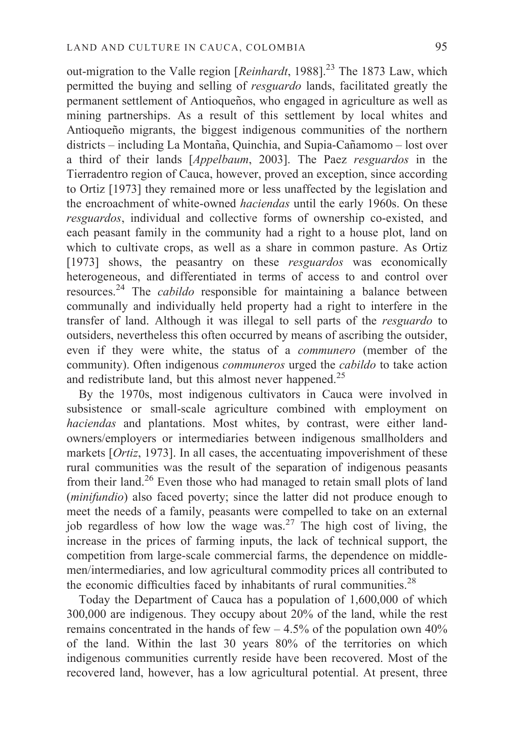out-migration to the Valle region [*Reinhardt*, 1988].[23] The 1873 Law, which permitted the buying and selling of *resguardo* lands, facilitated greatly the permanent settlement of Antioqueños, who engaged in agriculture as well as mining partnerships. As a result of this settlement by local whites and Antioqueño migrants, the biggest indigenous communities of the northern districts – including La Montaña, Quinchia, and Supia-Cañamomo – lost over a third of their lands [*Appelbaum*, 2003]. The Paez *resguardos* in the Tierradentro region of Cauca, however, proved an exception, since according to Ortiz [1973] they remained more or less unaffected by the legislation and the encroachment of white-owned *haciendas* until the early 1960s. On these *resguardos*, individual and collective forms of ownership co-existed, and each peasant family in the community had a right to a house plot, land on which to cultivate crops, as well as a share in common pasture. As Ortiz [1973] shows, the peasantry on these *resguardos* was economically heterogeneous, and differentiated in terms of access to and control over resources.[24] The *cabildo* responsible for maintaining a balance between communally and individually held property had a right to interfere in the transfer of land. Although it was illegal to sell parts of the *resguardo* to outsiders, nevertheless this often occurred by means of ascribing the outsider, even if they were white, the status of a *communero* (member of the community). Often indigenous *communeros* urged the *cabildo* to take action and redistribute land, but this almost never happened.[25]

By the 1970s, most indigenous cultivators in Cauca were involved in subsistence or small-scale agriculture combined with employment on *haciendas* and plantations. Most whites, by contrast, were either land-owners/employers or intermediaries between indigenous smallholders and markets [*Ortiz*, 1973]. In all cases, the accentuating impoverishment of these rural communities was the result of the separation of indigenous peasants from their land.[26] Even those who had managed to retain small plots of land (*minifundio*) also faced poverty; since the latter did not produce enough to meet the needs of a family, peasants were compelled to take on an external job regardless of how low the wage was.[27] The high cost of living, the increase in the prices of farming inputs, the lack of technical support, the competition from large-scale commercial farms, the dependence on middle-men/intermediaries, and low agricultural commodity prices all contributed to the economic difficulties faced by inhabitants of rural communities.[28]

Today the Department of Cauca has a population of 1,600,000 of which 300,000 are indigenous. They occupy about 20% of the land, while the rest remains concentrated in the hands of few – 4.5% of the population own 40% of the land. Within the last 30 years 80% of the territories on which indigenous communities currently reside have been recovered. Most of the recovered land, however, has a low agricultural potential. At present, three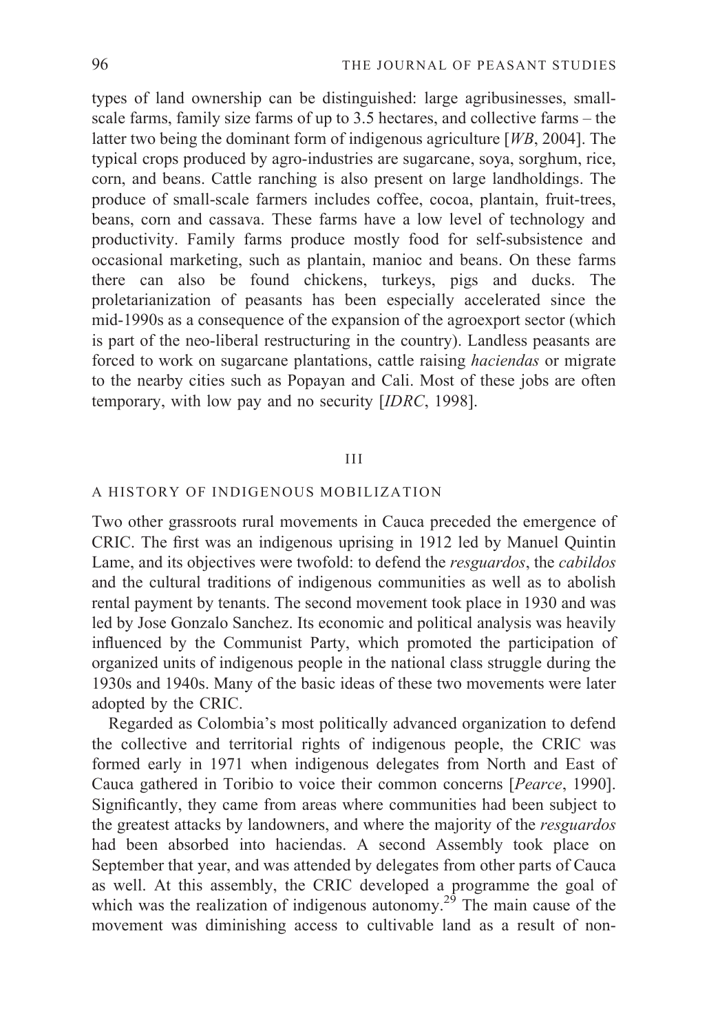types of land ownership can be distinguished: large agribusinesses, small-scale farms, family size farms of up to 3.5 hectares, and collective farms – the latter two being the dominant form of indigenous agriculture [*WB*, 2004]. The typical crops produced by agro-industries are sugarcane, soya, sorghum, rice, corn, and beans. Cattle ranching is also present on large landholdings. The produce of small-scale farmers includes coffee, cocoa, plantain, fruit-trees, beans, corn and cassava. These farms have a low level of technology and productivity. Family farms produce mostly food for self-subsistence and occasional marketing, such as plantain, manioc and beans. On these farms there can also be found chickens, turkeys, pigs and ducks. The proletarianization of peasants has been especially accelerated since the mid-1990s as a consequence of the expansion of the agroexport sector (which is part of the neo-liberal restructuring in the country). Landless peasants are forced to work on sugarcane plantations, cattle raising *haciendas* or migrate to the nearby cities such as Popayan and Cali. Most of these jobs are often temporary, with low pay and no security [*IDRC*, 1998].

## III

## A HISTORY OF INDIGENOUS MOBILIZATION

Two other grassroots rural movements in Cauca preceded the emergence of CRIC. The first was an indigenous uprising in 1912 led by Manuel Quintin Lame, and its objectives were twofold: to defend the *resguardos*, the *cabildos* and the cultural traditions of indigenous communities as well as to abolish rental payment by tenants. The second movement took place in 1930 and was led by Jose Gonzalo Sanchez. Its economic and political analysis was heavily influenced by the Communist Party, which promoted the participation of organized units of indigenous people in the national class struggle during the 1930s and 1940s. Many of the basic ideas of these two movements were later adopted by the CRIC.

Regarded as Colombia's most politically advanced organization to defend the collective and territorial rights of indigenous people, the CRIC was formed early in 1971 when indigenous delegates from North and East of Cauca gathered in Toribio to voice their common concerns [*Pearce*, 1990]. Significantly, they came from areas where communities had been subject to the greatest attacks by landowners, and where the majority of the *resguardos* had been absorbed into haciendas. A second Assembly took place on September that year, and was attended by delegates from other parts of Cauca as well. At this assembly, the CRIC developed a programme the goal of which was the realization of indigenous autonomy.[29] The main cause of the movement was diminishing access to cultivable land as a result of non-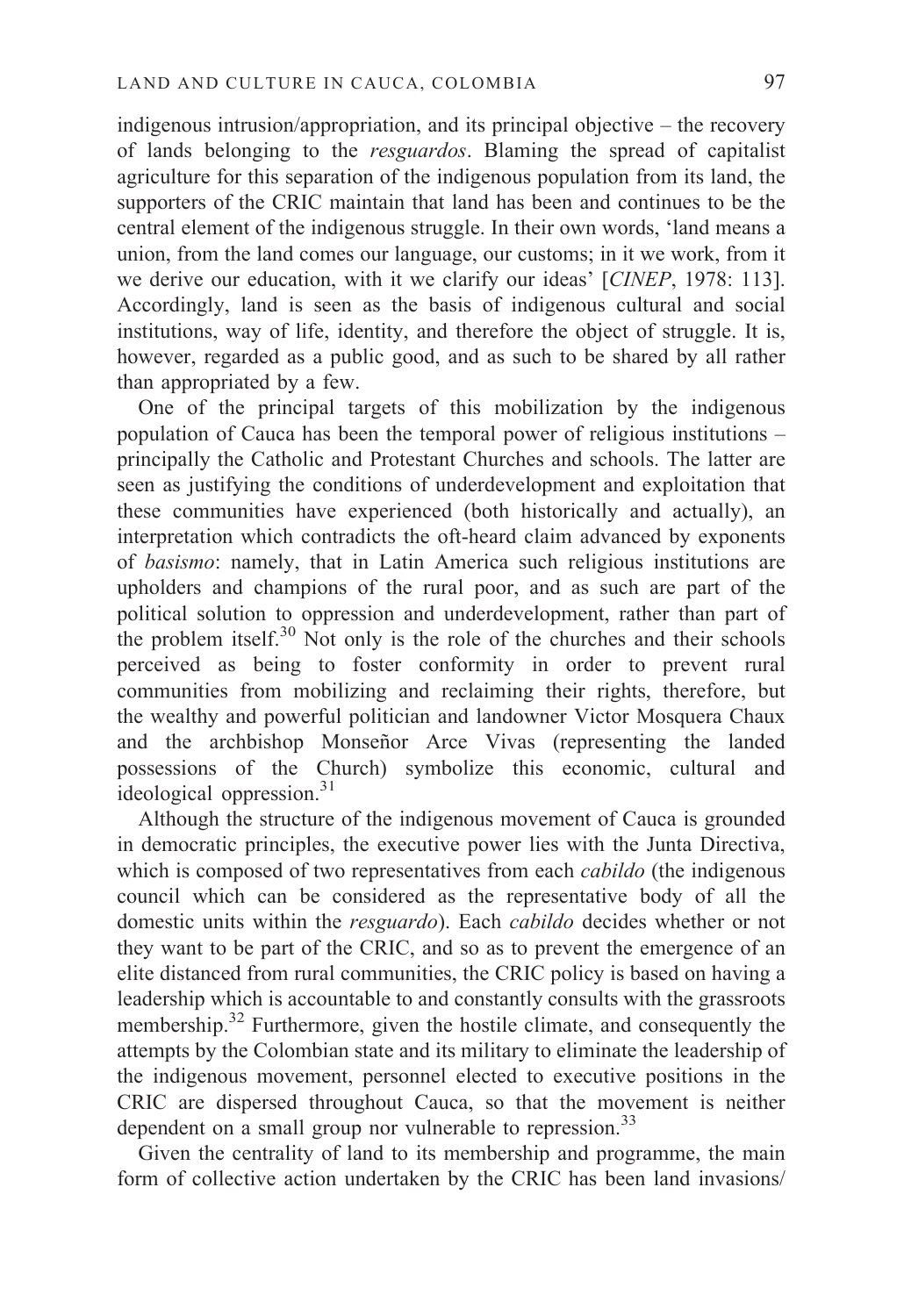indigenous intrusion/appropriation, and its principal objective – the recovery of lands belonging to the *resguardos*. Blaming the spread of capitalist agriculture for this separation of the indigenous population from its land, the supporters of the CRIC maintain that land has been and continues to be the central element of the indigenous struggle. In their own words, 'land means a union, from the land comes our language, our customs; in it we work, from it we derive our education, with it we clarify our ideas' [*CINEP*, 1978: 113]. Accordingly, land is seen as the basis of indigenous cultural and social institutions, way of life, identity, and therefore the object of struggle. It is, however, regarded as a public good, and as such to be shared by all rather than appropriated by a few.

One of the principal targets of this mobilization by the indigenous population of Cauca has been the temporal power of religious institutions – principally the Catholic and Protestant Churches and schools. The latter are seen as justifying the conditions of underdevelopment and exploitation that these communities have experienced (both historically and actually), an interpretation which contradicts the oft-heard claim advanced by exponents of *basismo*: namely, that in Latin America such religious institutions are upholders and champions of the rural poor, and as such are part of the political solution to oppression and underdevelopment, rather than part of the problem itself.[30] Not only is the role of the churches and their schools perceived as being to foster conformity in order to prevent rural communities from mobilizing and reclaiming their rights, therefore, but the wealthy and powerful politician and landowner Victor Mosquera Chaux and the archbishop Monseñor Arce Vivas (representing the landed possessions of the Church) symbolize this economic, cultural and ideological oppression.[31]

Although the structure of the indigenous movement of Cauca is grounded in democratic principles, the executive power lies with the Junta Directiva, which is composed of two representatives from each *cabildo* (the indigenous council which can be considered as the representative body of all the domestic units within the *resguardo*). Each *cabildo* decides whether or not they want to be part of the CRIC, and so as to prevent the emergence of an elite distanced from rural communities, the CRIC policy is based on having a leadership which is accountable to and constantly consults with the grassroots membership.[32] Furthermore, given the hostile climate, and consequently the attempts by the Colombian state and its military to eliminate the leadership of the indigenous movement, personnel elected to executive positions in the CRIC are dispersed throughout Cauca, so that the movement is neither dependent on a small group nor vulnerable to repression.[33]

Given the centrality of land to its membership and programme, the main form of collective action undertaken by the CRIC has been land invasions/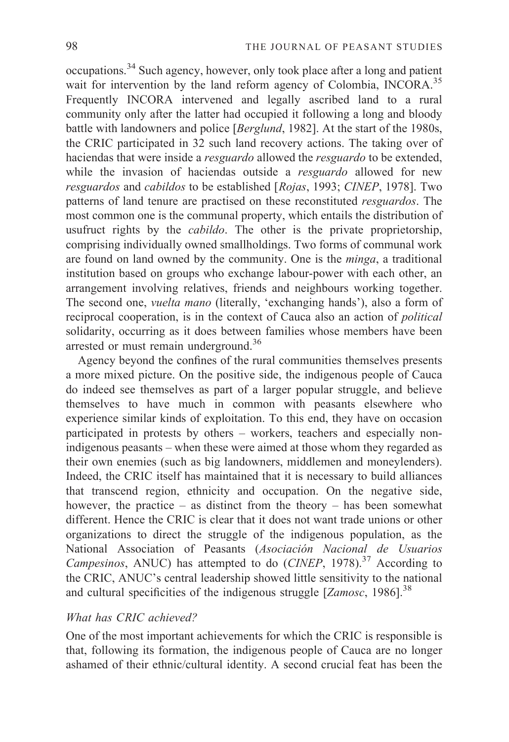occupations.[34] Such agency, however, only took place after a long and patient wait for intervention by the land reform agency of Colombia, INCORA.[35] Frequently INCORA intervened and legally ascribed land to a rural community only after the latter had occupied it following a long and bloody battle with landowners and police [*Berglund*, 1982]. At the start of the 1980s, the CRIC participated in 32 such land recovery actions. The taking over of haciendas that were inside a *resguardo* allowed the *resguardo* to be extended, while the invasion of haciendas outside a *resguardo* allowed for new *resguardos* and *cabildos* to be established [*Rojas*, 1993; *CINEP*, 1978]. Two patterns of land tenure are practised on these reconstituted *resguardos*. The most common one is the communal property, which entails the distribution of usufruct rights by the *cabildo*. The other is the private proprietorship, comprising individually owned smallholdings. Two forms of communal work are found on land owned by the community. One is the *minga*, a traditional institution based on groups who exchange labour-power with each other, an arrangement involving relatives, friends and neighbours working together. The second one, *vuelta mano* (literally, 'exchanging hands'), also a form of reciprocal cooperation, is in the context of Cauca also an action of *political* solidarity, occurring as it does between families whose members have been arrested or must remain underground.[36]

Agency beyond the confines of the rural communities themselves presents a more mixed picture. On the positive side, the indigenous people of Cauca do indeed see themselves as part of a larger popular struggle, and believe themselves to have much in common with peasants elsewhere who experience similar kinds of exploitation. To this end, they have on occasion participated in protests by others – workers, teachers and especially non-indigenous peasants – when these were aimed at those whom they regarded as their own enemies (such as big landowners, middlemen and moneylenders). Indeed, the CRIC itself has maintained that it is necessary to build alliances that transcend region, ethnicity and occupation. On the negative side, however, the practice – as distinct from the theory – has been somewhat different. Hence the CRIC is clear that it does not want trade unions or other organizations to direct the struggle of the indigenous population, as the National Association of Peasants (*Asociación Nacional de Usuarios Campesinos*, ANUC) has attempted to do (*CINEP*, 1978).[37] According to the CRIC, ANUC's central leadership showed little sensitivity to the national and cultural specificities of the indigenous struggle [*Zamosc*, 1986].[38]

### *What has CRIC achieved?*

One of the most important achievements for which the CRIC is responsible is that, following its formation, the indigenous people of Cauca are no longer ashamed of their ethnic/cultural identity. A second crucial feat has been the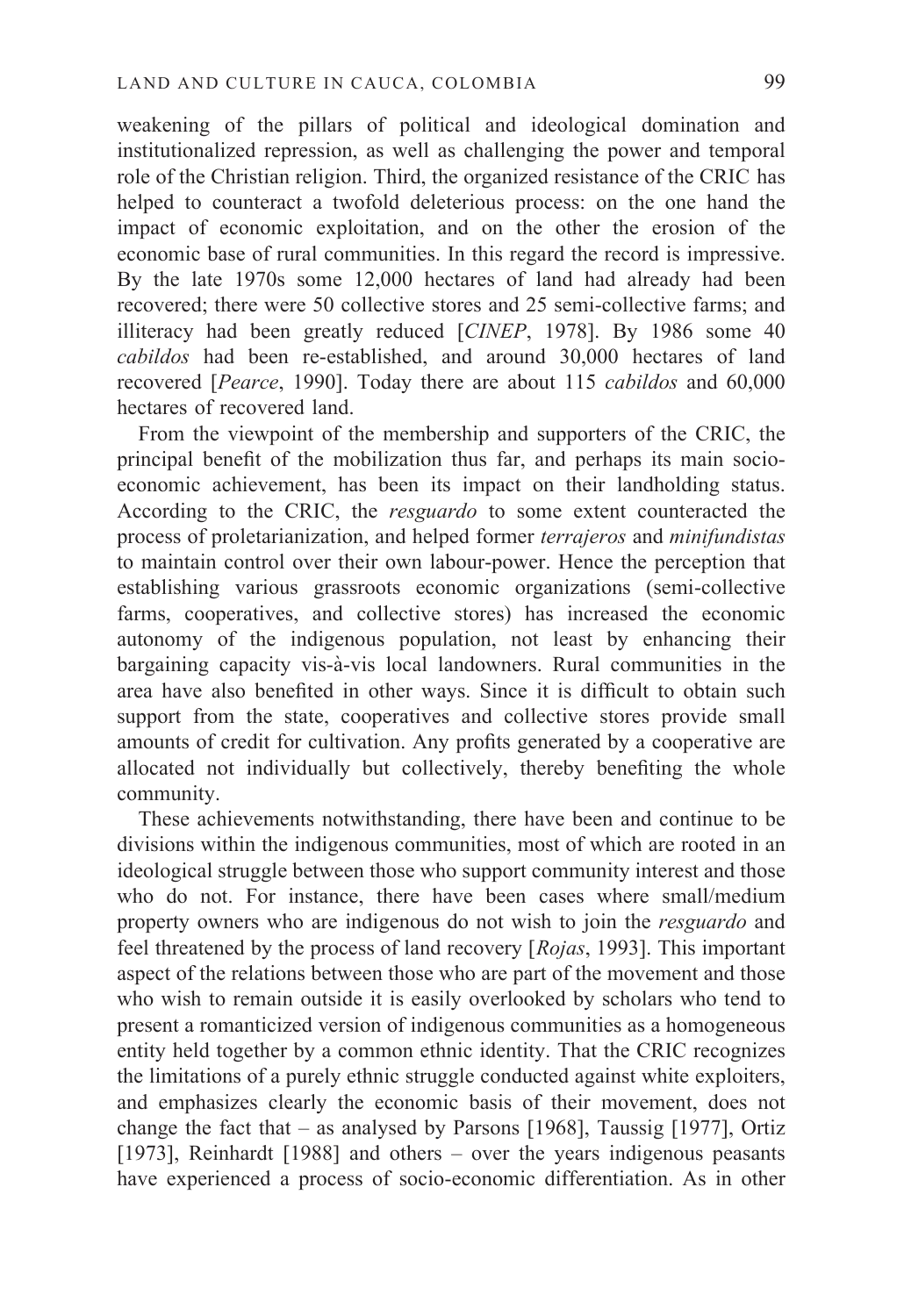weakening of the pillars of political and ideological domination and institutionalized repression, as well as challenging the power and temporal role of the Christian religion. Third, the organized resistance of the CRIC has helped to counteract a twofold deleterious process: on the one hand the impact of economic exploitation, and on the other the erosion of the economic base of rural communities. In this regard the record is impressive. By the late 1970s some 12,000 hectares of land had already had been recovered; there were 50 collective stores and 25 semi-collective farms; and illiteracy had been greatly reduced [*CINEP*, 1978]. By 1986 some 40 *cabildos* had been re-established, and around 30,000 hectares of land recovered [*Pearce*, 1990]. Today there are about 115 *cabildos* and 60,000 hectares of recovered land.

From the viewpoint of the membership and supporters of the CRIC, the principal benefit of the mobilization thus far, and perhaps its main socio-economic achievement, has been its impact on their landholding status. According to the CRIC, the *resguardo* to some extent counteracted the process of proletarianization, and helped former *terrajeros* and *minifundistas* to maintain control over their own labour-power. Hence the perception that establishing various grassroots economic organizations (semi-collective farms, cooperatives, and collective stores) has increased the economic autonomy of the indigenous population, not least by enhancing their bargaining capacity vis-à-vis local landowners. Rural communities in the area have also benefited in other ways. Since it is difficult to obtain such support from the state, cooperatives and collective stores provide small amounts of credit for cultivation. Any profits generated by a cooperative are allocated not individually but collectively, thereby benefiting the whole community.

These achievements notwithstanding, there have been and continue to be divisions within the indigenous communities, most of which are rooted in an ideological struggle between those who support community interest and those who do not. For instance, there have been cases where small/medium property owners who are indigenous do not wish to join the *resguardo* and feel threatened by the process of land recovery [*Rojas*, 1993]. This important aspect of the relations between those who are part of the movement and those who wish to remain outside it is easily overlooked by scholars who tend to present a romanticized version of indigenous communities as a homogeneous entity held together by a common ethnic identity. That the CRIC recognizes the limitations of a purely ethnic struggle conducted against white exploiters, and emphasizes clearly the economic basis of their movement, does not change the fact that – as analysed by Parsons [1968], Taussig [1977], Ortiz [1973], Reinhardt [1988] and others – over the years indigenous peasants have experienced a process of socio-economic differentiation. As in other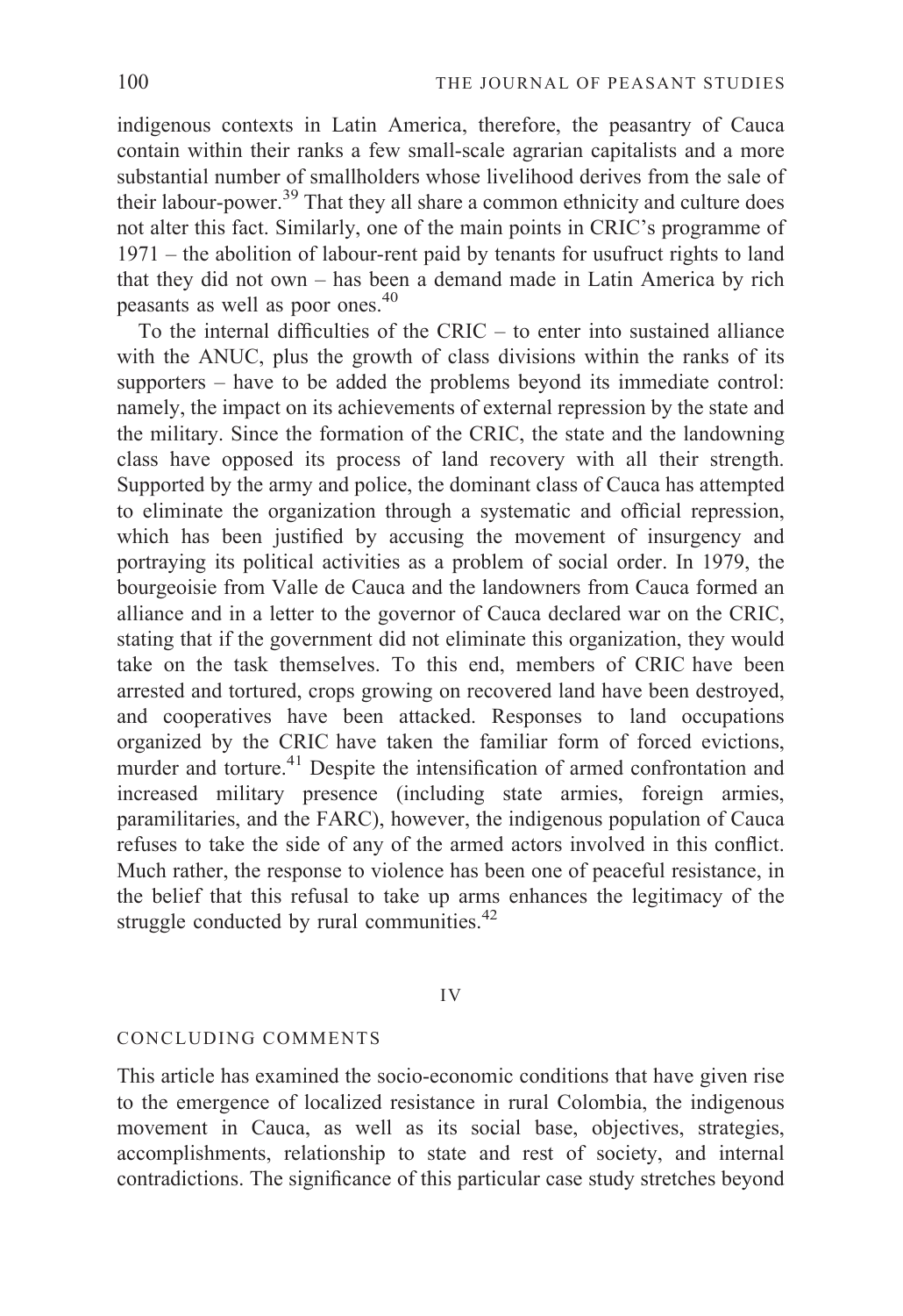indigenous contexts in Latin America, therefore, the peasantry of Cauca contain within their ranks a few small-scale agrarian capitalists and a more substantial number of smallholders whose livelihood derives from the sale of their labour-power.[39] That they all share a common ethnicity and culture does not alter this fact. Similarly, one of the main points in CRIC's programme of 1971 – the abolition of labour-rent paid by tenants for usufruct rights to land that they did not own – has been a demand made in Latin America by rich peasants as well as poor ones.[40]

To the internal difficulties of the CRIC – to enter into sustained alliance with the ANUC, plus the growth of class divisions within the ranks of its supporters – have to be added the problems beyond its immediate control: namely, the impact on its achievements of external repression by the state and the military. Since the formation of the CRIC, the state and the landowning class have opposed its process of land recovery with all their strength. Supported by the army and police, the dominant class of Cauca has attempted to eliminate the organization through a systematic and official repression, which has been justified by accusing the movement of insurgency and portraying its political activities as a problem of social order. In 1979, the bourgeoisie from Valle de Cauca and the landowners from Cauca formed an alliance and in a letter to the governor of Cauca declared war on the CRIC, stating that if the government did not eliminate this organization, they would take on the task themselves. To this end, members of CRIC have been arrested and tortured, crops growing on recovered land have been destroyed, and cooperatives have been attacked. Responses to land occupations organized by the CRIC have taken the familiar form of forced evictions, murder and torture.[41] Despite the intensification of armed confrontation and increased military presence (including state armies, foreign armies, paramilitaries, and the FARC), however, the indigenous population of Cauca refuses to take the side of any of the armed actors involved in this conflict. Much rather, the response to violence has been one of peaceful resistance, in the belief that this refusal to take up arms enhances the legitimacy of the struggle conducted by rural communities.[42]

## IV

## CONCLUDING COMMENTS

This article has examined the socio-economic conditions that have given rise to the emergence of localized resistance in rural Colombia, the indigenous movement in Cauca, as well as its social base, objectives, strategies, accomplishments, relationship to state and rest of society, and internal contradictions. The significance of this particular case study stretches beyond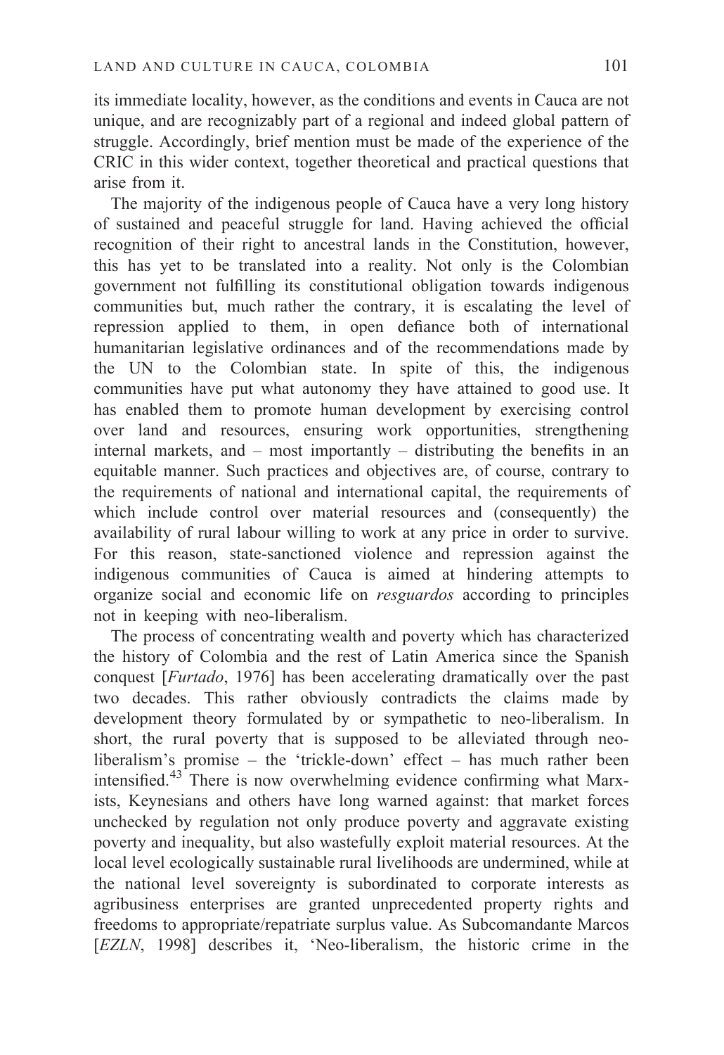its immediate locality, however, as the conditions and events in Cauca are not unique, and are recognizably part of a regional and indeed global pattern of struggle. Accordingly, brief mention must be made of the experience of the CRIC in this wider context, together theoretical and practical questions that arise from it.

The majority of the indigenous people of Cauca have a very long history of sustained and peaceful struggle for land. Having achieved the official recognition of their right to ancestral lands in the Constitution, however, this has yet to be translated into a reality. Not only is the Colombian government not fulfilling its constitutional obligation towards indigenous communities but, much rather the contrary, it is escalating the level of repression applied to them, in open defiance both of international humanitarian legislative ordinances and of the recommendations made by the UN to the Colombian state. In spite of this, the indigenous communities have put what autonomy they have attained to good use. It has enabled them to promote human development by exercising control over land and resources, ensuring work opportunities, strengthening internal markets, and – most importantly – distributing the benefits in an equitable manner. Such practices and objectives are, of course, contrary to the requirements of national and international capital, the requirements of which include control over material resources and (consequently) the availability of rural labour willing to work at any price in order to survive. For this reason, state-sanctioned violence and repression against the indigenous communities of Cauca is aimed at hindering attempts to organize social and economic life on *resguardos* according to principles not in keeping with neo-liberalism.

The process of concentrating wealth and poverty which has characterized the history of Colombia and the rest of Latin America since the Spanish conquest [*Furtado*, 1976] has been accelerating dramatically over the past two decades. This rather obviously contradicts the claims made by development theory formulated by or sympathetic to neo-liberalism. In short, the rural poverty that is supposed to be alleviated through neo-liberalism's promise – the 'trickle-down' effect – has much rather been intensified.[43] There is now overwhelming evidence confirming what Marxists, Keynesians and others have long warned against: that market forces unchecked by regulation not only produce poverty and aggravate existing poverty and inequality, but also wastefully exploit material resources. At the local level ecologically sustainable rural livelihoods are undermined, while at the national level sovereignty is subordinated to corporate interests as agribusiness enterprises are granted unprecedented property rights and freedoms to appropriate/repatriate surplus value. As Subcomandante Marcos [*EZLN*, 1998] describes it, 'Neo-liberalism, the historic crime in the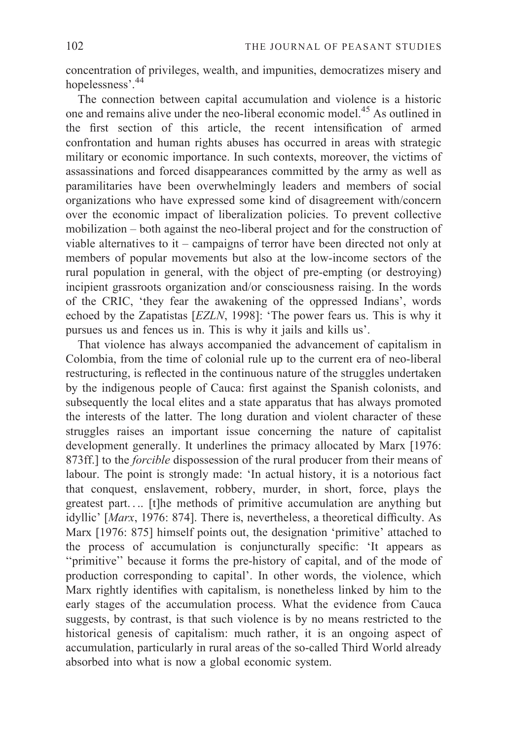concentration of privileges, wealth, and impunities, democratizes misery and hopelessness'.[44]

The connection between capital accumulation and violence is a historic one and remains alive under the neo-liberal economic model.[45] As outlined in the first section of this article, the recent intensification of armed confrontation and human rights abuses has occurred in areas with strategic military or economic importance. In such contexts, moreover, the victims of assassinations and forced disappearances committed by the army as well as paramilitaries have been overwhelmingly leaders and members of social organizations who have expressed some kind of disagreement with/concern over the economic impact of liberalization policies. To prevent collective mobilization – both against the neo-liberal project and for the construction of viable alternatives to it – campaigns of terror have been directed not only at members of popular movements but also at the low-income sectors of the rural population in general, with the object of pre-empting (or destroying) incipient grassroots organization and/or consciousness raising. In the words of the CRIC, 'they fear the awakening of the oppressed Indians', words echoed by the Zapatistas [*EZLN*, 1998]: 'The power fears us. This is why it pursues us and fences us in. This is why it jails and kills us'.

That violence has always accompanied the advancement of capitalism in Colombia, from the time of colonial rule up to the current era of neo-liberal restructuring, is reflected in the continuous nature of the struggles undertaken by the indigenous people of Cauca: first against the Spanish colonists, and subsequently the local elites and a state apparatus that has always promoted the interests of the latter. The long duration and violent character of these struggles raises an important issue concerning the nature of capitalist development generally. It underlines the primacy allocated by Marx [1976: 873ff.] to the *forcible* dispossession of the rural producer from their means of labour. The point is strongly made: 'In actual history, it is a notorious fact that conquest, enslavement, robbery, murder, in short, force, plays the greatest part.... [t]he methods of primitive accumulation are anything but idyllic' [*Marx*, 1976: 874]. There is, nevertheless, a theoretical difficulty. As Marx [1976: 875] himself points out, the designation 'primitive' attached to the process of accumulation is conjuncturally specific: 'It appears as "primitive" because it forms the pre-history of capital, and of the mode of production corresponding to capital'. In other words, the violence, which Marx rightly identifies with capitalism, is nonetheless linked by him to the early stages of the accumulation process. What the evidence from Cauca suggests, by contrast, is that such violence is by no means restricted to the historical genesis of capitalism: much rather, it is an ongoing aspect of accumulation, particularly in rural areas of the so-called Third World already absorbed into what is now a global economic system.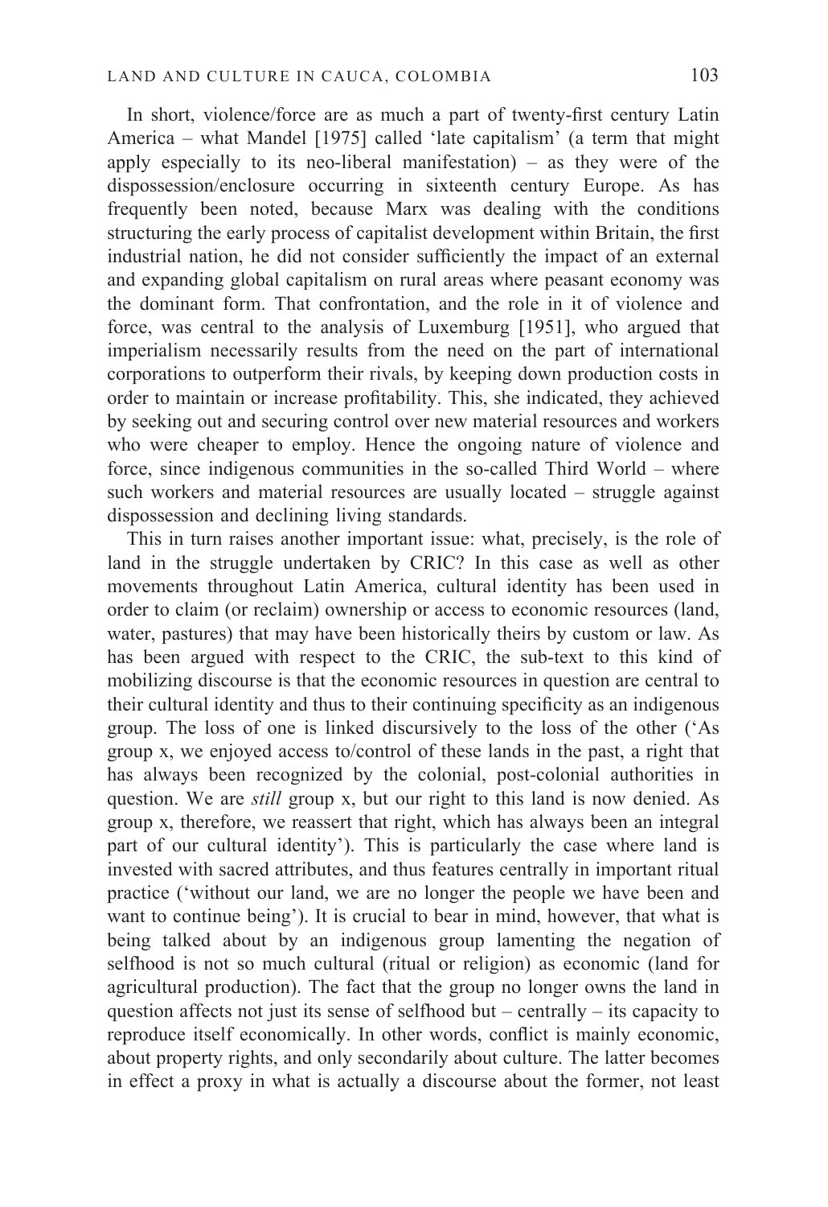In short, violence/force are as much a part of twenty-first century Latin America – what Mandel [1975] called 'late capitalism' (a term that might apply especially to its neo-liberal manifestation) – as they were of the dispossession/enclosure occurring in sixteenth century Europe. As has frequently been noted, because Marx was dealing with the conditions structuring the early process of capitalist development within Britain, the first industrial nation, he did not consider sufficiently the impact of an external and expanding global capitalism on rural areas where peasant economy was the dominant form. That confrontation, and the role in it of violence and force, was central to the analysis of Luxemburg [1951], who argued that imperialism necessarily results from the need on the part of international corporations to outperform their rivals, by keeping down production costs in order to maintain or increase profitability. This, she indicated, they achieved by seeking out and securing control over new material resources and workers who were cheaper to employ. Hence the ongoing nature of violence and force, since indigenous communities in the so-called Third World – where such workers and material resources are usually located – struggle against dispossession and declining living standards.

This in turn raises another important issue: what, precisely, is the role of land in the struggle undertaken by CRIC? In this case as well as other movements throughout Latin America, cultural identity has been used in order to claim (or reclaim) ownership or access to economic resources (land, water, pastures) that may have been historically theirs by custom or law. As has been argued with respect to the CRIC, the sub-text to this kind of mobilizing discourse is that the economic resources in question are central to their cultural identity and thus to their continuing specificity as an indigenous group. The loss of one is linked discursively to the loss of the other ('As group x, we enjoyed access to/control of these lands in the past, a right that has always been recognized by the colonial, post-colonial authorities in question. We are *still* group x, but our right to this land is now denied. As group x, therefore, we reassert that right, which has always been an integral part of our cultural identity'). This is particularly the case where land is invested with sacred attributes, and thus features centrally in important ritual practice ('without our land, we are no longer the people we have been and want to continue being'). It is crucial to bear in mind, however, that what is being talked about by an indigenous group lamenting the negation of selfhood is not so much cultural (ritual or religion) as economic (land for agricultural production). The fact that the group no longer owns the land in question affects not just its sense of selfhood but – centrally – its capacity to reproduce itself economically. In other words, conflict is mainly economic, about property rights, and only secondarily about culture. The latter becomes in effect a proxy in what is actually a discourse about the former, not least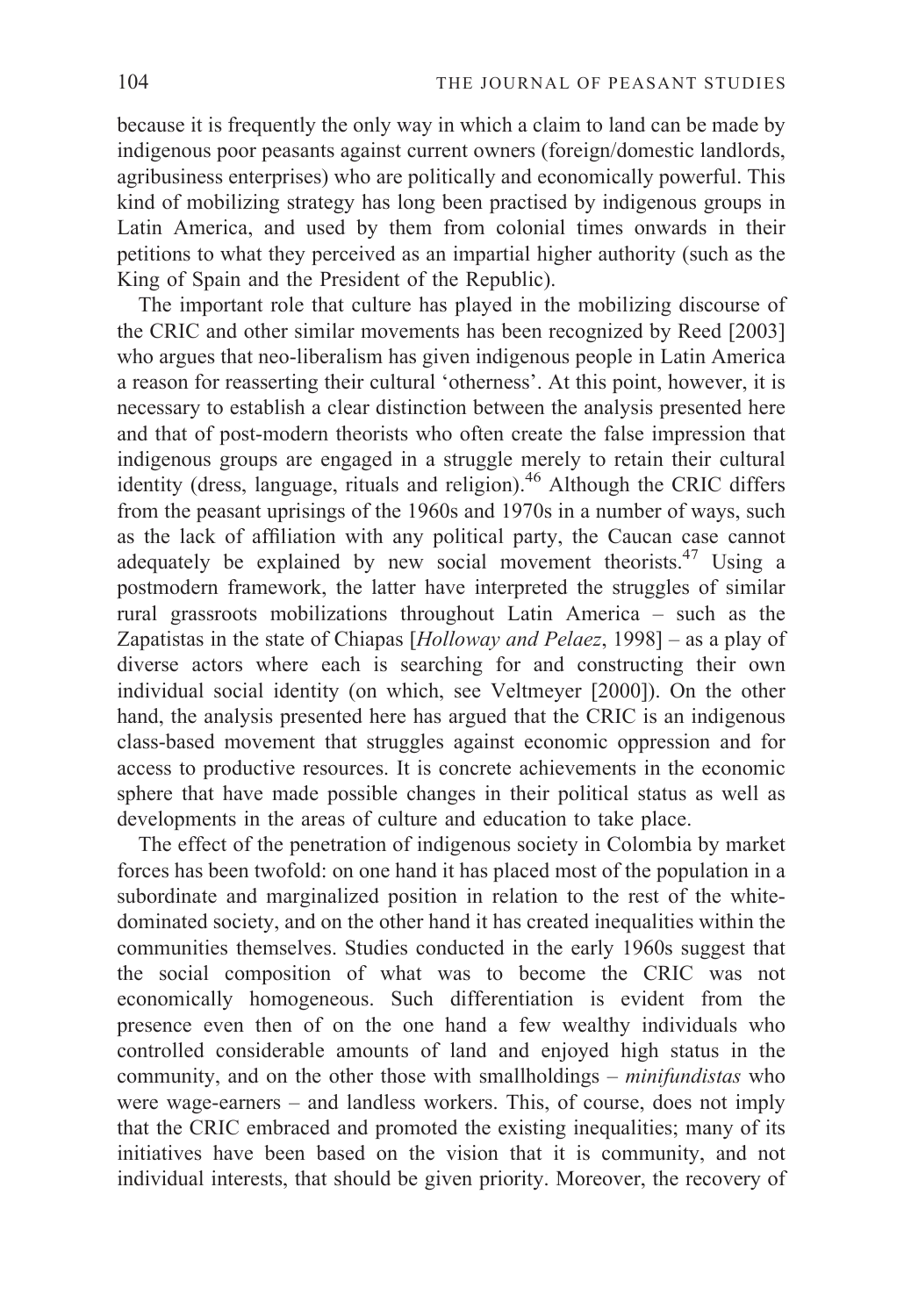because it is frequently the only way in which a claim to land can be made by indigenous poor peasants against current owners (foreign/domestic landlords, agribusiness enterprises) who are politically and economically powerful. This kind of mobilizing strategy has long been practised by indigenous groups in Latin America, and used by them from colonial times onwards in their petitions to what they perceived as an impartial higher authority (such as the King of Spain and the President of the Republic).

The important role that culture has played in the mobilizing discourse of the CRIC and other similar movements has been recognized by Reed [2003] who argues that neo-liberalism has given indigenous people in Latin America a reason for reasserting their cultural 'otherness'. At this point, however, it is necessary to establish a clear distinction between the analysis presented here and that of post-modern theorists who often create the false impression that indigenous groups are engaged in a struggle merely to retain their cultural identity (dress, language, rituals and religion).[46] Although the CRIC differs from the peasant uprisings of the 1960s and 1970s in a number of ways, such as the lack of affiliation with any political party, the Caucan case cannot adequately be explained by new social movement theorists.[47] Using a postmodern framework, the latter have interpreted the struggles of similar rural grassroots mobilizations throughout Latin America – such as the Zapatistas in the state of Chiapas [*Holloway and Pelaez*, 1998] – as a play of diverse actors where each is searching for and constructing their own individual social identity (on which, see Veltmeyer [2000]). On the other hand, the analysis presented here has argued that the CRIC is an indigenous class-based movement that struggles against economic oppression and for access to productive resources. It is concrete achievements in the economic sphere that have made possible changes in their political status as well as developments in the areas of culture and education to take place.

The effect of the penetration of indigenous society in Colombia by market forces has been twofold: on one hand it has placed most of the population in a subordinate and marginalized position in relation to the rest of the white-dominated society, and on the other hand it has created inequalities within the communities themselves. Studies conducted in the early 1960s suggest that the social composition of what was to become the CRIC was not economically homogeneous. Such differentiation is evident from the presence even then of on the one hand a few wealthy individuals who controlled considerable amounts of land and enjoyed high status in the community, and on the other those with smallholdings – *minifundistas* who were wage-earners – and landless workers. This, of course, does not imply that the CRIC embraced and promoted the existing inequalities; many of its initiatives have been based on the vision that it is community, and not individual interests, that should be given priority. Moreover, the recovery of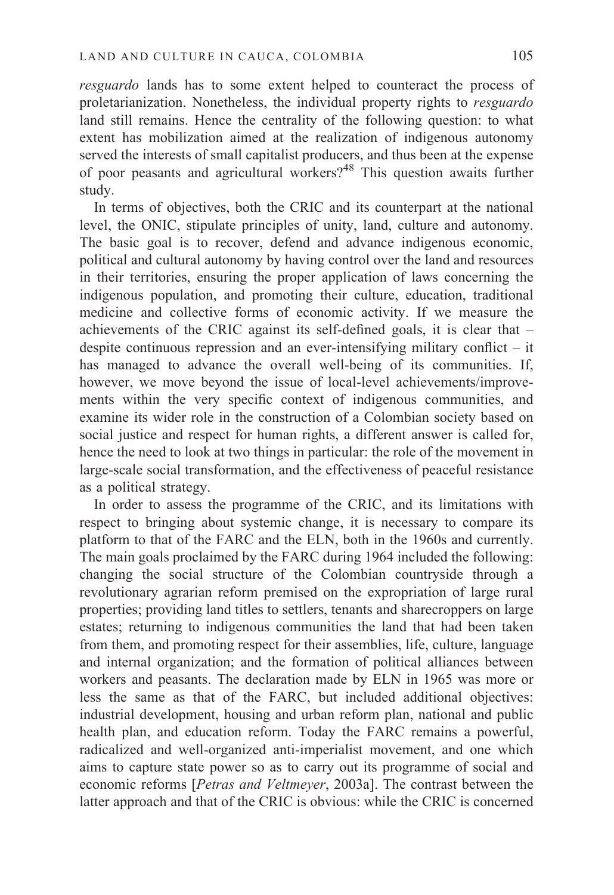*resguardo* lands has to some extent helped to counteract the process of proletarianization. Nonetheless, the individual property rights to *resguardo* land still remains. Hence the centrality of the following question: to what extent has mobilization aimed at the realization of indigenous autonomy served the interests of small capitalist producers, and thus been at the expense of poor peasants and agricultural workers?[48] This question awaits further study.

In terms of objectives, both the CRIC and its counterpart at the national level, the ONIC, stipulate principles of unity, land, culture and autonomy. The basic goal is to recover, defend and advance indigenous economic, political and cultural autonomy by having control over the land and resources in their territories, ensuring the proper application of laws concerning the indigenous population, and promoting their culture, education, traditional medicine and collective forms of economic activity. If we measure the achievements of the CRIC against its self-defined goals, it is clear that – despite continuous repression and an ever-intensifying military conflict – it has managed to advance the overall well-being of its communities. If, however, we move beyond the issue of local-level achievements/improvements within the very specific context of indigenous communities, and examine its wider role in the construction of a Colombian society based on social justice and respect for human rights, a different answer is called for, hence the need to look at two things in particular: the role of the movement in large-scale social transformation, and the effectiveness of peaceful resistance as a political strategy.

In order to assess the programme of the CRIC, and its limitations with respect to bringing about systemic change, it is necessary to compare its platform to that of the FARC and the ELN, both in the 1960s and currently. The main goals proclaimed by the FARC during 1964 included the following: changing the social structure of the Colombian countryside through a revolutionary agrarian reform premised on the expropriation of large rural properties; providing land titles to settlers, tenants and sharecroppers on large estates; returning to indigenous communities the land that had been taken from them, and promoting respect for their assemblies, life, culture, language and internal organization; and the formation of political alliances between workers and peasants. The declaration made by ELN in 1965 was more or less the same as that of the FARC, but included additional objectives: industrial development, housing and urban reform plan, national and public health plan, and education reform. Today the FARC remains a powerful, radicalized and well-organized anti-imperialist movement, and one which aims to capture state power so as to carry out its programme of social and economic reforms [*Petras and Veltmeyer*, 2003a]. The contrast between the latter approach and that of the CRIC is obvious: while the CRIC is concerned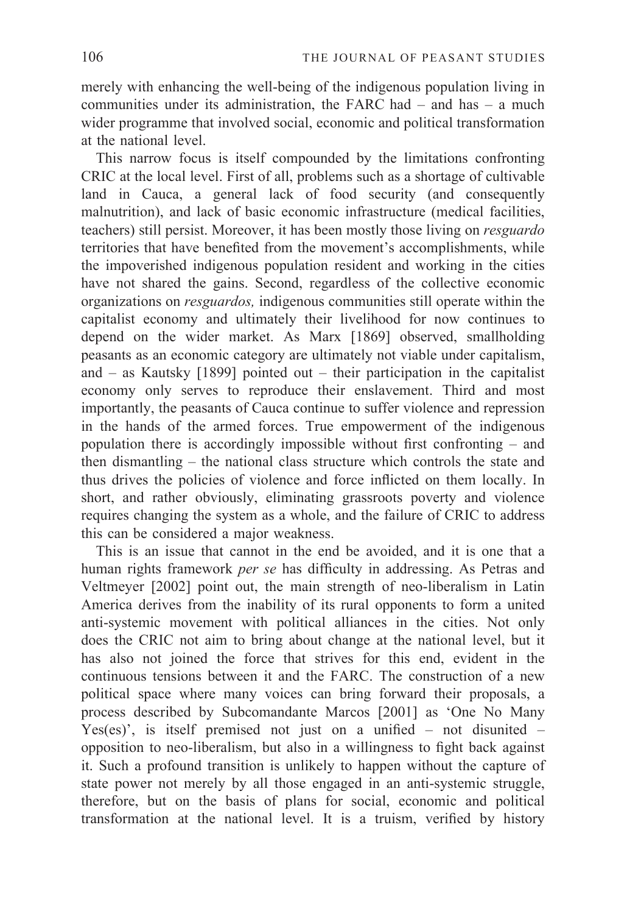merely with enhancing the well-being of the indigenous population living in communities under its administration, the FARC had – and has – a much wider programme that involved social, economic and political transformation at the national level.

This narrow focus is itself compounded by the limitations confronting CRIC at the local level. First of all, problems such as a shortage of cultivable land in Cauca, a general lack of food security (and consequently malnutrition), and lack of basic economic infrastructure (medical facilities, teachers) still persist. Moreover, it has been mostly those living on *resguardo* territories that have benefited from the movement's accomplishments, while the impoverished indigenous population resident and working in the cities have not shared the gains. Second, regardless of the collective economic organizations on *resguardos,* indigenous communities still operate within the capitalist economy and ultimately their livelihood for now continues to depend on the wider market. As Marx [1869] observed, smallholding peasants as an economic category are ultimately not viable under capitalism, and – as Kautsky [1899] pointed out – their participation in the capitalist economy only serves to reproduce their enslavement. Third and most importantly, the peasants of Cauca continue to suffer violence and repression in the hands of the armed forces. True empowerment of the indigenous population there is accordingly impossible without first confronting – and then dismantling – the national class structure which controls the state and thus drives the policies of violence and force inflicted on them locally. In short, and rather obviously, eliminating grassroots poverty and violence requires changing the system as a whole, and the failure of CRIC to address this can be considered a major weakness.

This is an issue that cannot in the end be avoided, and it is one that a human rights framework *per se* has difficulty in addressing. As Petras and Veltmeyer [2002] point out, the main strength of neo-liberalism in Latin America derives from the inability of its rural opponents to form a united anti-systemic movement with political alliances in the cities. Not only does the CRIC not aim to bring about change at the national level, but it has also not joined the force that strives for this end, evident in the continuous tensions between it and the FARC. The construction of a new political space where many voices can bring forward their proposals, a process described by Subcomandante Marcos [2001] as 'One No Many Yes(es)', is itself premised not just on a unified – not disunited – opposition to neo-liberalism, but also in a willingness to fight back against it. Such a profound transition is unlikely to happen without the capture of state power not merely by all those engaged in an anti-systemic struggle, therefore, but on the basis of plans for social, economic and political transformation at the national level. It is a truism, verified by history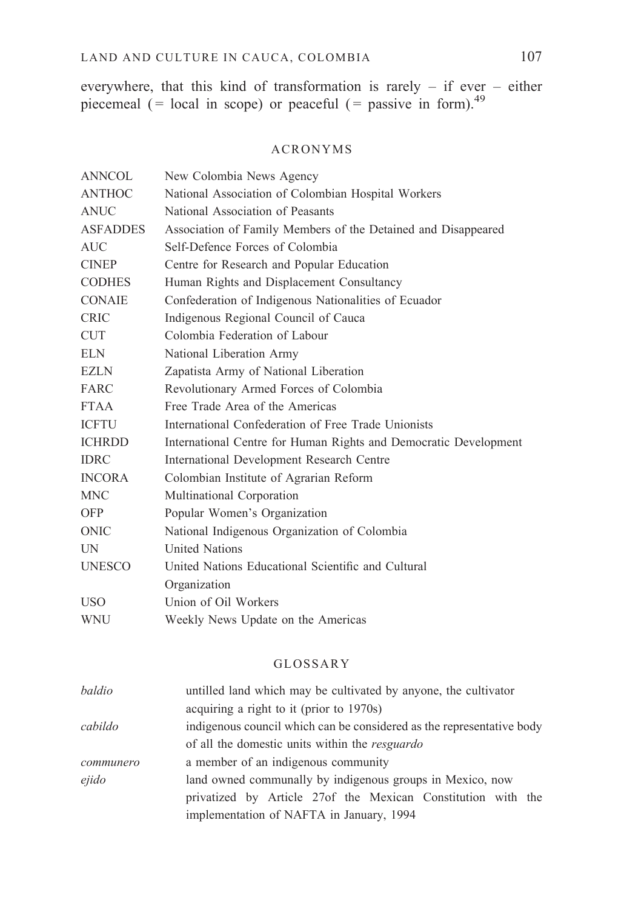everywhere, that this kind of transformation is rarely – if ever – either piecemeal (= local in scope) or peaceful (= passive in form).[49]

## ACRONYMS

| | |
|---|---|
| ANNCOL | New Colombia News Agency |
| ANTHOC | National Association of Colombian Hospital Workers |
| ANUC | National Association of Peasants |
| ASFADDES | Association of Family Members of the Detained and Disappeared |
| AUC | Self-Defence Forces of Colombia |
| CINEP | Centre for Research and Popular Education |
| CODHES | Human Rights and Displacement Consultancy |
| CONAIE | Confederation of Indigenous Nationalities of Ecuador |
| CRIC | Indigenous Regional Council of Cauca |
| CUT | Colombia Federation of Labour |
| ELN | National Liberation Army |
| EZLN | Zapatista Army of National Liberation |
| FARC | Revolutionary Armed Forces of Colombia |
| FTAA | Free Trade Area of the Americas |
| ICFTU | International Confederation of Free Trade Unionists |
| ICHRDD | International Centre for Human Rights and Democratic Development |
| IDRC | International Development Research Centre |
| INCORA | Colombian Institute of Agrarian Reform |
| MNC | Multinational Corporation |
| OFP | Popular Women's Organization |
| ONIC | National Indigenous Organization of Colombia |
| UN | United Nations |
| UNESCO | United Nations Educational Scientific and Cultural Organization |
| USO | Union of Oil Workers |
| WNU | Weekly News Update on the Americas |

## GLOSSARY

| | |
|---|---|
| *baldio* | untilled land which may be cultivated by anyone, the cultivator acquiring a right to it (prior to 1970s) |
| *cabildo* | indigenous council which can be considered as the representative body of all the domestic units within the *resguardo* |
| *communero* | a member of an indigenous community |
| *ejido* | land owned communally by indigenous groups in Mexico, now privatized by Article 27of the Mexican Constitution with the implementation of NAFTA in January, 1994 |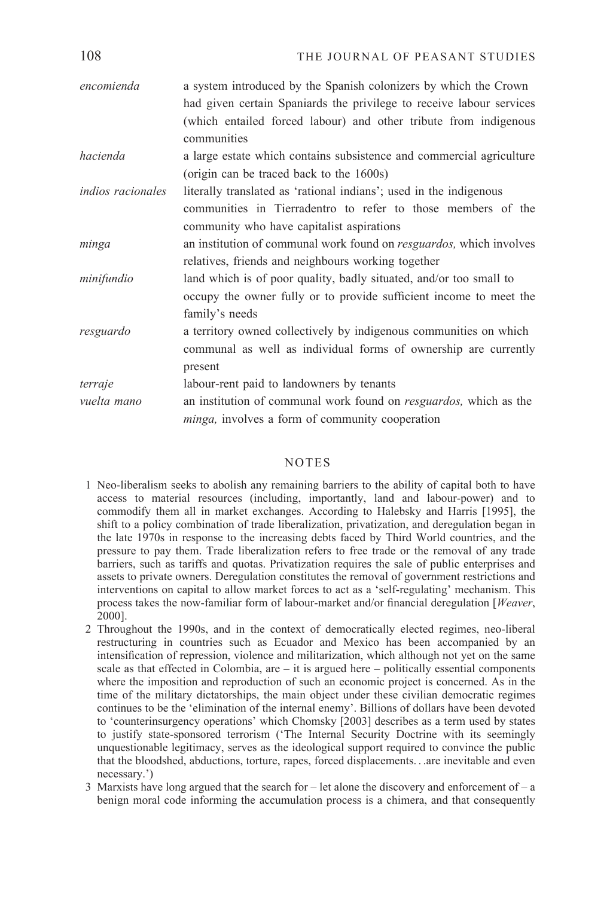| | |
|---|---|
| *encomienda* | a system introduced by the Spanish colonizers by which the Crown had given certain Spaniards the privilege to receive labour services (which entailed forced labour) and other tribute from indigenous communities |
| *hacienda* | a large estate which contains subsistence and commercial agriculture (origin can be traced back to the 1600s) |
| *indios racionales* | literally translated as 'rational indians'; used in the indigenous communities in Tierradentro to refer to those members of the community who have capitalist aspirations |
| *minga* | an institution of communal work found on *resguardos,* which involves relatives, friends and neighbours working together |
| *minifundio* | land which is of poor quality, badly situated, and/or too small to occupy the owner fully or to provide sufficient income to meet the family's needs |
| *resguardo* | a territory owned collectively by indigenous communities on which communal as well as individual forms of ownership are currently present |
| *terraje* | labour-rent paid to landowners by tenants |
| *vuelta mano* | an institution of communal work found on *resguardos,* which as the *minga,* involves a form of community cooperation |

## NOTES

1. Neo-liberalism seeks to abolish any remaining barriers to the ability of capital both to have access to material resources (including, importantly, land and labour-power) and to commodify them all in market exchanges. According to Halebsky and Harris [1995], the shift to a policy combination of trade liberalization, privatization, and deregulation began in the late 1970s in response to the increasing debts faced by Third World countries, and the pressure to pay them. Trade liberalization refers to free trade or the removal of any trade barriers, such as tariffs and quotas. Privatization requires the sale of public enterprises and assets to private owners. Deregulation constitutes the removal of government restrictions and interventions on capital to allow market forces to act as a 'self-regulating' mechanism. This process takes the now-familiar form of labour-market and/or financial deregulation [*Weaver*, 2000].
2. Throughout the 1990s, and in the context of democratically elected regimes, neo-liberal restructuring in countries such as Ecuador and Mexico has been accompanied by an intensification of repression, violence and militarization, which although not yet on the same scale as that effected in Colombia, are – it is argued here – politically essential components where the imposition and reproduction of such an economic project is concerned. As in the time of the military dictatorships, the main object under these civilian democratic regimes continues to be the 'elimination of the internal enemy'. Billions of dollars have been devoted to 'counterinsurgency operations' which Chomsky [2003] describes as a term used by states to justify state-sponsored terrorism ('The Internal Security Doctrine with its seemingly unquestionable legitimacy, serves as the ideological support required to convince the public that the bloodshed, abductions, torture, rapes, forced displacements. . .are inevitable and even necessary.')
3. Marxists have long argued that the search for – let alone the discovery and enforcement of – a benign moral code informing the accumulation process is a chimera, and that consequently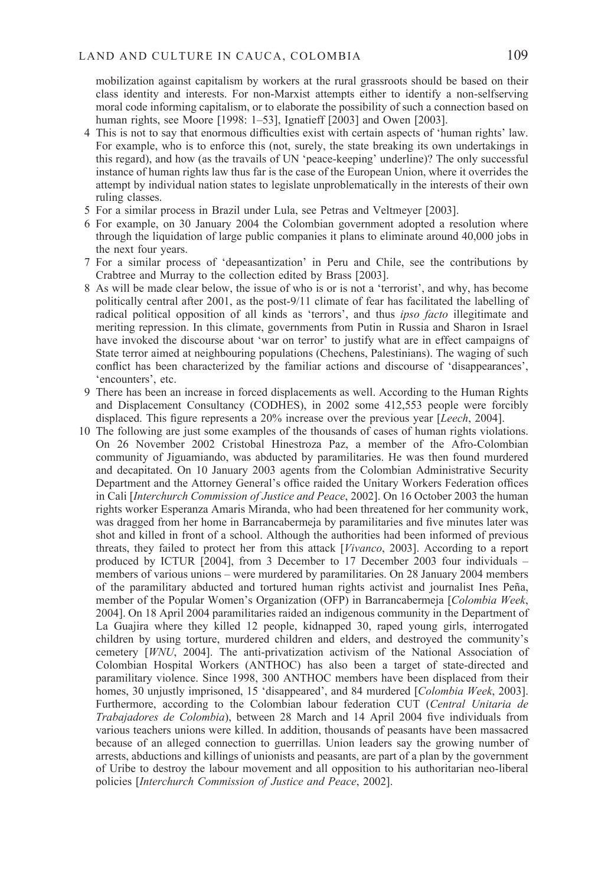mobilization against capitalism by workers at the rural grassroots should be based on their class identity and interests. For non-Marxist attempts either to identify a non-selfserving moral code informing capitalism, or to elaborate the possibility of such a connection based on human rights, see Moore [1998: 1–53], Ignatieff [2003] and Owen [2003].

4 This is not to say that enormous difficulties exist with certain aspects of 'human rights' law. For example, who is to enforce this (not, surely, the state breaking its own undertakings in this regard), and how (as the travails of UN 'peace-keeping' underline)? The only successful instance of human rights law thus far is the case of the European Union, where it overrides the attempt by individual nation states to legislate unproblematically in the interests of their own ruling classes.

5 For a similar process in Brazil under Lula, see Petras and Veltmeyer [2003].

6 For example, on 30 January 2004 the Colombian government adopted a resolution where through the liquidation of large public companies it plans to eliminate around 40,000 jobs in the next four years.

7 For a similar process of 'depeasantization' in Peru and Chile, see the contributions by Crabtree and Murray to the collection edited by Brass [2003].

8 As will be made clear below, the issue of who is or is not a 'terrorist', and why, has become politically central after 2001, as the post-9/11 climate of fear has facilitated the labelling of radical political opposition of all kinds as 'terrors', and thus *ipso facto* illegitimate and meriting repression. In this climate, governments from Putin in Russia and Sharon in Israel have invoked the discourse about 'war on terror' to justify what are in effect campaigns of State terror aimed at neighbouring populations (Chechens, Palestinians). The waging of such conflict has been characterized by the familiar actions and discourse of 'disappearances', 'encounters', etc.

9 There has been an increase in forced displacements as well. According to the Human Rights and Displacement Consultancy (CODHES), in 2002 some 412,553 people were forcibly displaced. This figure represents a 20% increase over the previous year [*Leech*, 2004].

10 The following are just some examples of the thousands of cases of human rights violations. On 26 November 2002 Cristobal Hinestroza Paz, a member of the Afro-Colombian community of Jiguamiando, was abducted by paramilitaries. He was then found murdered and decapitated. On 10 January 2003 agents from the Colombian Administrative Security Department and the Attorney General's office raided the Unitary Workers Federation offices in Cali [*Interchurch Commission of Justice and Peace*, 2002]. On 16 October 2003 the human rights worker Esperanza Amaris Miranda, who had been threatened for her community work, was dragged from her home in Barrancabermeja by paramilitaries and five minutes later was shot and killed in front of a school. Although the authorities had been informed of previous threats, they failed to protect her from this attack [*Vivanco*, 2003]. According to a report produced by ICTUR [2004], from 3 December to 17 December 2003 four individuals – members of various unions – were murdered by paramilitaries. On 28 January 2004 members of the paramilitary abducted and tortured human rights activist and journalist Ines Peña, member of the Popular Women's Organization (OFP) in Barrancabermeja [*Colombia Week*, 2004]. On 18 April 2004 paramilitaries raided an indigenous community in the Department of La Guajira where they killed 12 people, kidnapped 30, raped young girls, interrogated children by using torture, murdered children and elders, and destroyed the community's cemetery [*WNU*, 2004]. The anti-privatization activism of the National Association of Colombian Hospital Workers (ANTHOC) has also been a target of state-directed and paramilitary violence. Since 1998, 300 ANTHOC members have been displaced from their homes, 30 unjustly imprisoned, 15 'disappeared', and 84 murdered [*Colombia Week*, 2003]. Furthermore, according to the Colombian labour federation CUT (*Central Unitaria de Trabajadores de Colombia*), between 28 March and 14 April 2004 five individuals from various teachers unions were killed. In addition, thousands of peasants have been massacred because of an alleged connection to guerrillas. Union leaders say the growing number of arrests, abductions and killings of unionists and peasants, are part of a plan by the government of Uribe to destroy the labour movement and all opposition to his authoritarian neo-liberal policies [*Interchurch Commission of Justice and Peace*, 2002].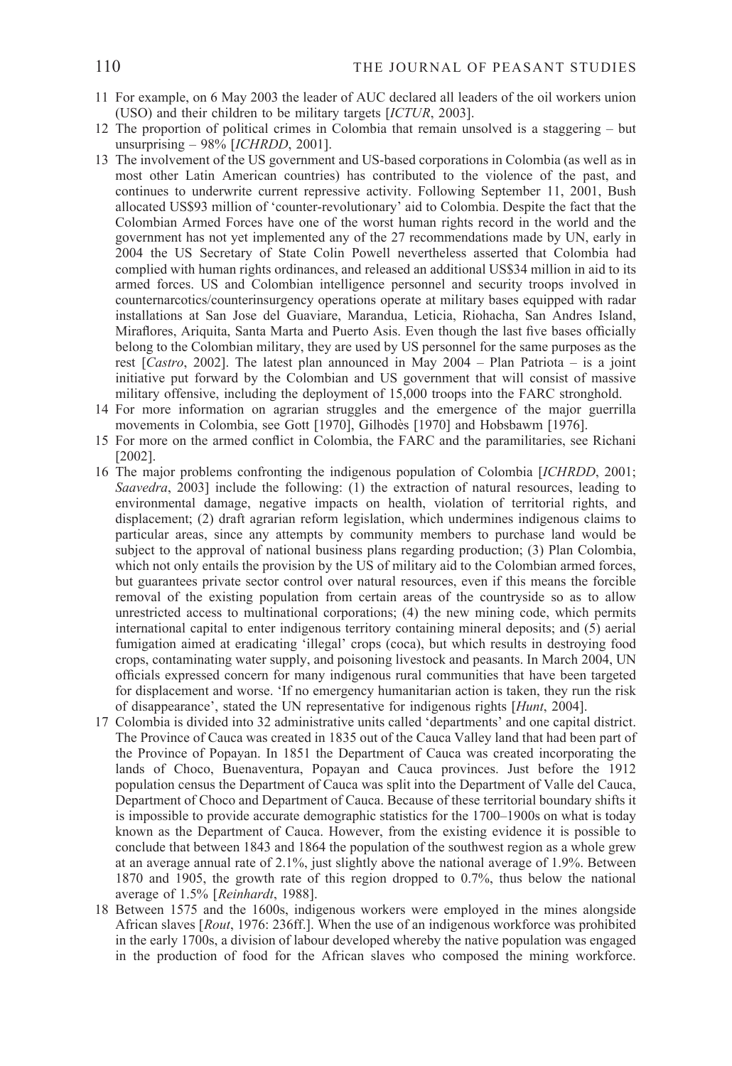11 For example, on 6 May 2003 the leader of AUC declared all leaders of the oil workers union (USO) and their children to be military targets [*ICTUR*, 2003].

12 The proportion of political crimes in Colombia that remain unsolved is a staggering – but unsurprising – 98% [*ICHRDD*, 2001].

13 The involvement of the US government and US-based corporations in Colombia (as well as in most other Latin American countries) has contributed to the violence of the past, and continues to underwrite current repressive activity. Following September 11, 2001, Bush allocated US$93 million of 'counter-revolutionary' aid to Colombia. Despite the fact that the Colombian Armed Forces have one of the worst human rights record in the world and the government has not yet implemented any of the 27 recommendations made by UN, early in 2004 the US Secretary of State Colin Powell nevertheless asserted that Colombia had complied with human rights ordinances, and released an additional US$34 million in aid to its armed forces. US and Colombian intelligence personnel and security troops involved in counternarcotics/counterinsurgency operations operate at military bases equipped with radar installations at San Jose del Guaviare, Marandua, Leticia, Riohacha, San Andres Island, Miraflores, Ariquita, Santa Marta and Puerto Asis. Even though the last five bases officially belong to the Colombian military, they are used by US personnel for the same purposes as the rest [*Castro*, 2002]. The latest plan announced in May 2004 – Plan Patriota – is a joint initiative put forward by the Colombian and US government that will consist of massive military offensive, including the deployment of 15,000 troops into the FARC stronghold.

14 For more information on agrarian struggles and the emergence of the major guerrilla movements in Colombia, see Gott [1970], Gilhodès [1970] and Hobsbawm [1976].

15 For more on the armed conflict in Colombia, the FARC and the paramilitaries, see Richani [2002].

16 The major problems confronting the indigenous population of Colombia [*ICHRDD*, 2001; *Saavedra*, 2003] include the following: (1) the extraction of natural resources, leading to environmental damage, negative impacts on health, violation of territorial rights, and displacement; (2) draft agrarian reform legislation, which undermines indigenous claims to particular areas, since any attempts by community members to purchase land would be subject to the approval of national business plans regarding production; (3) Plan Colombia, which not only entails the provision by the US of military aid to the Colombian armed forces, but guarantees private sector control over natural resources, even if this means the forcible removal of the existing population from certain areas of the countryside so as to allow unrestricted access to multinational corporations; (4) the new mining code, which permits international capital to enter indigenous territory containing mineral deposits; and (5) aerial fumigation aimed at eradicating 'illegal' crops (coca), but which results in destroying food crops, contaminating water supply, and poisoning livestock and peasants. In March 2004, UN officials expressed concern for many indigenous rural communities that have been targeted for displacement and worse. 'If no emergency humanitarian action is taken, they run the risk of disappearance', stated the UN representative for indigenous rights [*Hunt*, 2004].

17 Colombia is divided into 32 administrative units called 'departments' and one capital district. The Province of Cauca was created in 1835 out of the Cauca Valley land that had been part of the Province of Popayan. In 1851 the Department of Cauca was created incorporating the lands of Choco, Buenaventura, Popayan and Cauca provinces. Just before the 1912 population census the Department of Cauca was split into the Department of Valle del Cauca, Department of Choco and Department of Cauca. Because of these territorial boundary shifts it is impossible to provide accurate demographic statistics for the 1700–1900s on what is today known as the Department of Cauca. However, from the existing evidence it is possible to conclude that between 1843 and 1864 the population of the southwest region as a whole grew at an average annual rate of 2.1%, just slightly above the national average of 1.9%. Between 1870 and 1905, the growth rate of this region dropped to 0.7%, thus below the national average of 1.5% [*Reinhardt*, 1988].

18 Between 1575 and the 1600s, indigenous workers were employed in the mines alongside African slaves [*Rout*, 1976: 236ff.]. When the use of an indigenous workforce was prohibited in the early 1700s, a division of labour developed whereby the native population was engaged in the production of food for the African slaves who composed the mining workforce.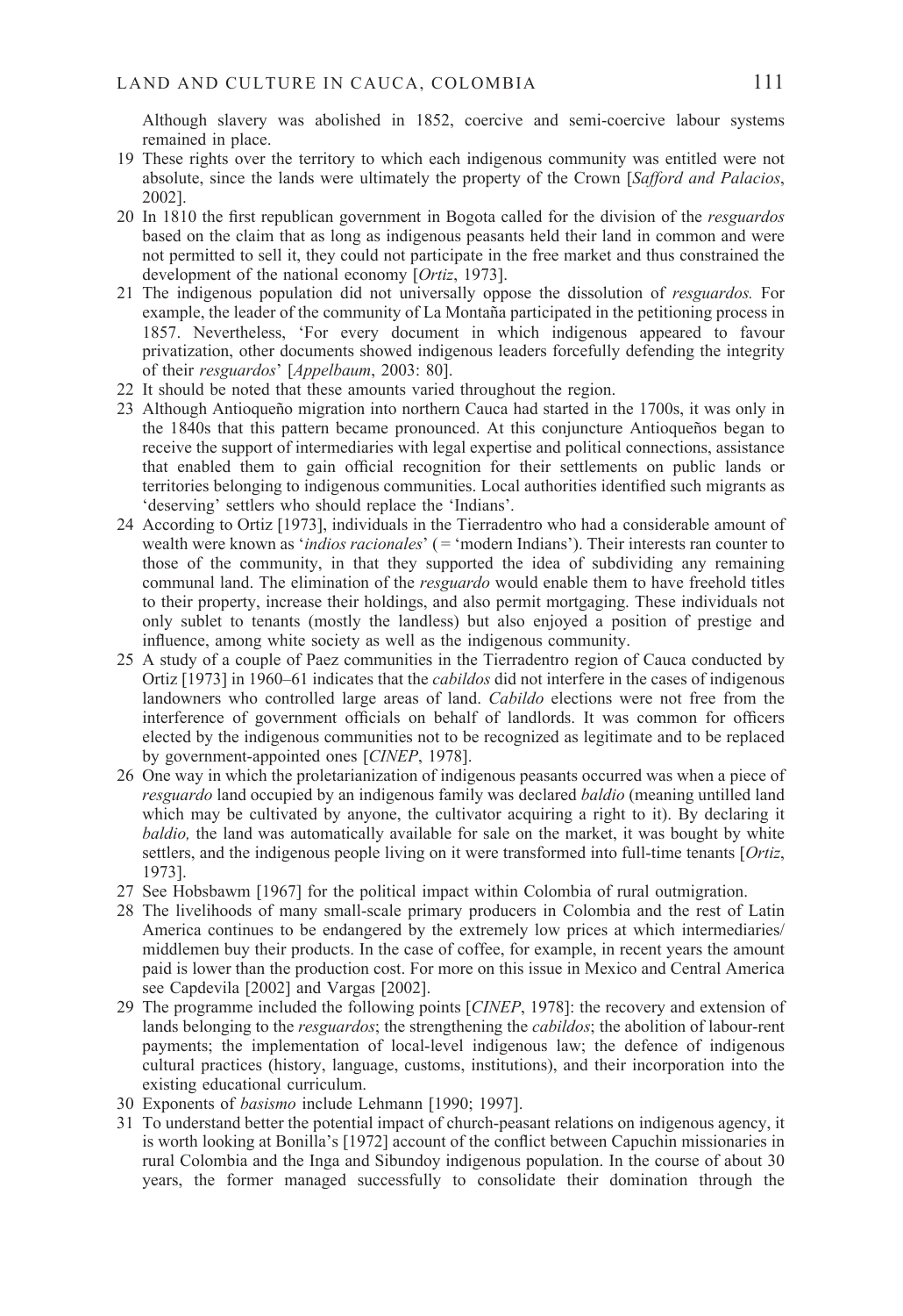Although slavery was abolished in 1852, coercive and semi-coercive labour systems remained in place.

19 These rights over the territory to which each indigenous community was entitled were not absolute, since the lands were ultimately the property of the Crown [*Safford and Palacios*, 2002].

20 In 1810 the first republican government in Bogota called for the division of the *resguardos* based on the claim that as long as indigenous peasants held their land in common and were not permitted to sell it, they could not participate in the free market and thus constrained the development of the national economy [*Ortiz*, 1973].

21 The indigenous population did not universally oppose the dissolution of *resguardos.* For example, the leader of the community of La Montaña participated in the petitioning process in 1857. Nevertheless, 'For every document in which indigenous appeared to favour privatization, other documents showed indigenous leaders forcefully defending the integrity of their *resguardos*' [*Appelbaum*, 2003: 80].

22 It should be noted that these amounts varied throughout the region.

23 Although Antioqueño migration into northern Cauca had started in the 1700s, it was only in the 1840s that this pattern became pronounced. At this conjuncture Antioqueños began to receive the support of intermediaries with legal expertise and political connections, assistance that enabled them to gain official recognition for their settlements on public lands or territories belonging to indigenous communities. Local authorities identified such migrants as 'deserving' settlers who should replace the 'Indians'.

24 According to Ortiz [1973], individuals in the Tierradentro who had a considerable amount of wealth were known as '*indios racionales*' ( = 'modern Indians'). Their interests ran counter to those of the community, in that they supported the idea of subdividing any remaining communal land. The elimination of the *resguardo* would enable them to have freehold titles to their property, increase their holdings, and also permit mortgaging. These individuals not only sublet to tenants (mostly the landless) but also enjoyed a position of prestige and influence, among white society as well as the indigenous community.

25 A study of a couple of Paez communities in the Tierradentro region of Cauca conducted by Ortiz [1973] in 1960–61 indicates that the *cabildos* did not interfere in the cases of indigenous landowners who controlled large areas of land. *Cabildo* elections were not free from the interference of government officials on behalf of landlords. It was common for officers elected by the indigenous communities not to be recognized as legitimate and to be replaced by government-appointed ones [*CINEP*, 1978].

26 One way in which the proletarianization of indigenous peasants occurred was when a piece of *resguardo* land occupied by an indigenous family was declared *baldio* (meaning untilled land which may be cultivated by anyone, the cultivator acquiring a right to it). By declaring it *baldio,* the land was automatically available for sale on the market, it was bought by white settlers, and the indigenous people living on it were transformed into full-time tenants [*Ortiz*, 1973].

27 See Hobsbawm [1967] for the political impact within Colombia of rural outmigration.

28 The livelihoods of many small-scale primary producers in Colombia and the rest of Latin America continues to be endangered by the extremely low prices at which intermediaries/middlemen buy their products. In the case of coffee, for example, in recent years the amount paid is lower than the production cost. For more on this issue in Mexico and Central America see Capdevila [2002] and Vargas [2002].

29 The programme included the following points [*CINEP*, 1978]: the recovery and extension of lands belonging to the *resguardos*; the strengthening the *cabildos*; the abolition of labour-rent payments; the implementation of local-level indigenous law; the defence of indigenous cultural practices (history, language, customs, institutions), and their incorporation into the existing educational curriculum.

30 Exponents of *basismo* include Lehmann [1990; 1997].

31 To understand better the potential impact of church-peasant relations on indigenous agency, it is worth looking at Bonilla's [1972] account of the conflict between Capuchin missionaries in rural Colombia and the Inga and Sibundoy indigenous population. In the course of about 30 years, the former managed successfully to consolidate their domination through the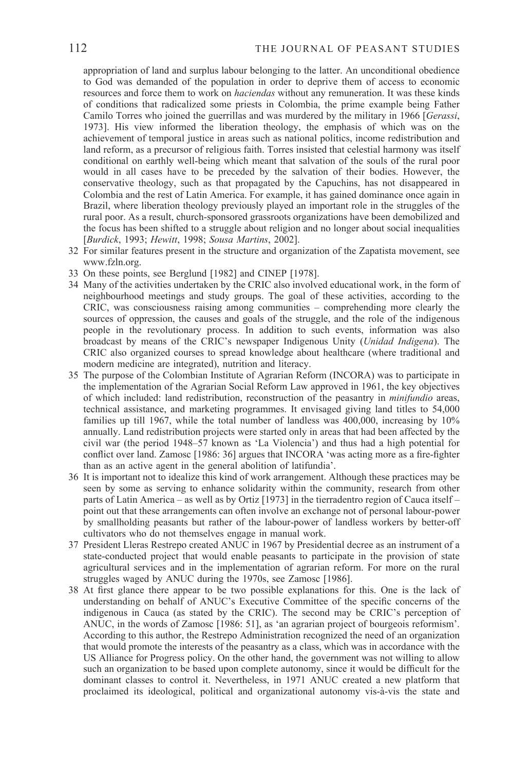appropriation of land and surplus labour belonging to the latter. An unconditional obedience to God was demanded of the population in order to deprive them of access to economic resources and force them to work on *haciendas* without any remuneration. It was these kinds of conditions that radicalized some priests in Colombia, the prime example being Father Camilo Torres who joined the guerrillas and was murdered by the military in 1966 [*Gerassi*, 1973]. His view informed the liberation theology, the emphasis of which was on the achievement of temporal justice in areas such as national politics, income redistribution and land reform, as a precursor of religious faith. Torres insisted that celestial harmony was itself conditional on earthly well-being which meant that salvation of the souls of the rural poor would in all cases have to be preceded by the salvation of their bodies. However, the conservative theology, such as that propagated by the Capuchins, has not disappeared in Colombia and the rest of Latin America. For example, it has gained dominance once again in Brazil, where liberation theology previously played an important role in the struggles of the rural poor. As a result, church-sponsored grassroots organizations have been demobilized and the focus has been shifted to a struggle about religion and no longer about social inequalities [*Burdick*, 1993; *Hewitt*, 1998; *Sousa Martins*, 2002].

32 For similar features present in the structure and organization of the Zapatista movement, see www.fzln.org.

33 On these points, see Berglund [1982] and CINEP [1978].

34 Many of the activities undertaken by the CRIC also involved educational work, in the form of neighbourhood meetings and study groups. The goal of these activities, according to the CRIC, was consciousness raising among communities – comprehending more clearly the sources of oppression, the causes and goals of the struggle, and the role of the indigenous people in the revolutionary process. In addition to such events, information was also broadcast by means of the CRIC's newspaper Indigenous Unity (*Unidad Indigena*). The CRIC also organized courses to spread knowledge about healthcare (where traditional and modern medicine are integrated), nutrition and literacy.

35 The purpose of the Colombian Institute of Agrarian Reform (INCORA) was to participate in the implementation of the Agrarian Social Reform Law approved in 1961, the key objectives of which included: land redistribution, reconstruction of the peasantry in *minifundio* areas, technical assistance, and marketing programmes. It envisaged giving land titles to 54,000 families up till 1967, while the total number of landless was 400,000, increasing by 10% annually. Land redistribution projects were started only in areas that had been affected by the civil war (the period 1948–57 known as 'La Violencia') and thus had a high potential for conflict over land. Zamosc [1986: 36] argues that INCORA 'was acting more as a fire-fighter than as an active agent in the general abolition of latifundia'.

36 It is important not to idealize this kind of work arrangement. Although these practices may be seen by some as serving to enhance solidarity within the community, research from other parts of Latin America – as well as by Ortiz [1973] in the tierradentro region of Cauca itself – point out that these arrangements can often involve an exchange not of personal labour-power by smallholding peasants but rather of the labour-power of landless workers by better-off cultivators who do not themselves engage in manual work.

37 President Lleras Restrepo created ANUC in 1967 by Presidential decree as an instrument of a state-conducted project that would enable peasants to participate in the provision of state agricultural services and in the implementation of agrarian reform. For more on the rural struggles waged by ANUC during the 1970s, see Zamosc [1986].

38 At first glance there appear to be two possible explanations for this. One is the lack of understanding on behalf of ANUC's Executive Committee of the specific concerns of the indigenous in Cauca (as stated by the CRIC). The second may be CRIC's perception of ANUC, in the words of Zamosc [1986: 51], as 'an agrarian project of bourgeois reformism'. According to this author, the Restrepo Administration recognized the need of an organization that would promote the interests of the peasantry as a class, which was in accordance with the US Alliance for Progress policy. On the other hand, the government was not willing to allow such an organization to be based upon complete autonomy, since it would be difficult for the dominant classes to control it. Nevertheless, in 1971 ANUC created a new platform that proclaimed its ideological, political and organizational autonomy vis-à-vis the state and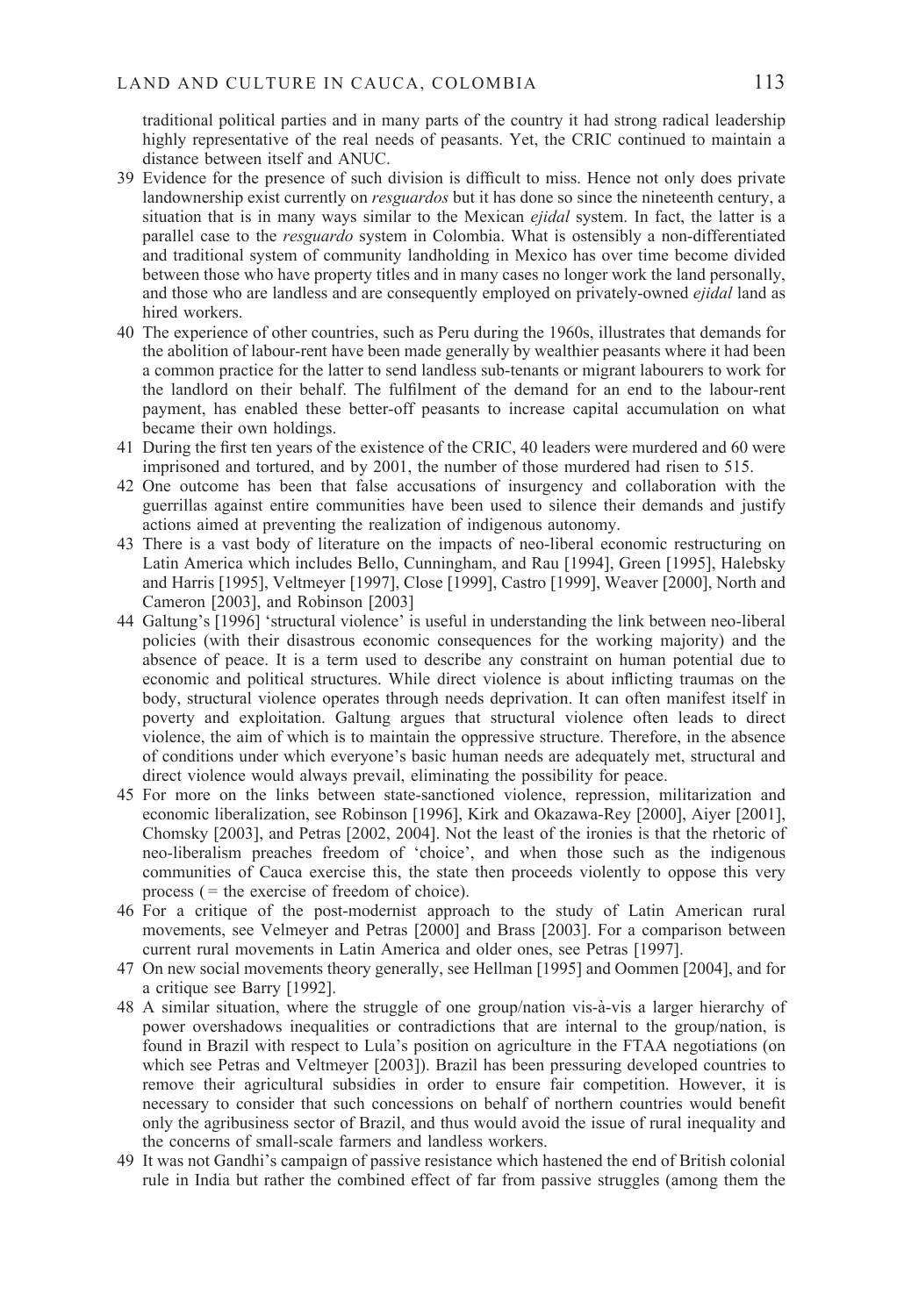traditional political parties and in many parts of the country it had strong radical leadership highly representative of the real needs of peasants. Yet, the CRIC continued to maintain a distance between itself and ANUC.

39 Evidence for the presence of such division is difficult to miss. Hence not only does private landownership exist currently on *resguardos* but it has done so since the nineteenth century, a situation that is in many ways similar to the Mexican *ejidal* system. In fact, the latter is a parallel case to the *resguardo* system in Colombia. What is ostensibly a non-differentiated and traditional system of community landholding in Mexico has over time become divided between those who have property titles and in many cases no longer work the land personally, and those who are landless and are consequently employed on privately-owned *ejidal* land as hired workers.

40 The experience of other countries, such as Peru during the 1960s, illustrates that demands for the abolition of labour-rent have been made generally by wealthier peasants where it had been a common practice for the latter to send landless sub-tenants or migrant labourers to work for the landlord on their behalf. The fulfilment of the demand for an end to the labour-rent payment, has enabled these better-off peasants to increase capital accumulation on what became their own holdings.

41 During the first ten years of the existence of the CRIC, 40 leaders were murdered and 60 were imprisoned and tortured, and by 2001, the number of those murdered had risen to 515.

42 One outcome has been that false accusations of insurgency and collaboration with the guerrillas against entire communities have been used to silence their demands and justify actions aimed at preventing the realization of indigenous autonomy.

43 There is a vast body of literature on the impacts of neo-liberal economic restructuring on Latin America which includes Bello, Cunningham, and Rau [1994], Green [1995], Halebsky and Harris [1995], Veltmeyer [1997], Close [1999], Castro [1999], Weaver [2000], North and Cameron [2003], and Robinson [2003]

44 Galtung's [1996] 'structural violence' is useful in understanding the link between neo-liberal policies (with their disastrous economic consequences for the working majority) and the absence of peace. It is a term used to describe any constraint on human potential due to economic and political structures. While direct violence is about inflicting traumas on the body, structural violence operates through needs deprivation. It can often manifest itself in poverty and exploitation. Galtung argues that structural violence often leads to direct violence, the aim of which is to maintain the oppressive structure. Therefore, in the absence of conditions under which everyone's basic human needs are adequately met, structural and direct violence would always prevail, eliminating the possibility for peace.

45 For more on the links between state-sanctioned violence, repression, militarization and economic liberalization, see Robinson [1996], Kirk and Okazawa-Rey [2000], Aiyer [2001], Chomsky [2003], and Petras [2002, 2004]. Not the least of the ironies is that the rhetoric of neo-liberalism preaches freedom of 'choice', and when those such as the indigenous communities of Cauca exercise this, the state then proceeds violently to oppose this very process ( = the exercise of freedom of choice).

46 For a critique of the post-modernist approach to the study of Latin American rural movements, see Velmeyer and Petras [2000] and Brass [2003]. For a comparison between current rural movements in Latin America and older ones, see Petras [1997].

47 On new social movements theory generally, see Hellman [1995] and Oommen [2004], and for a critique see Barry [1992].

48 A similar situation, where the struggle of one group/nation vis-à-vis a larger hierarchy of power overshadows inequalities or contradictions that are internal to the group/nation, is found in Brazil with respect to Lula's position on agriculture in the FTAA negotiations (on which see Petras and Veltmeyer [2003]). Brazil has been pressuring developed countries to remove their agricultural subsidies in order to ensure fair competition. However, it is necessary to consider that such concessions on behalf of northern countries would benefit only the agribusiness sector of Brazil, and thus would avoid the issue of rural inequality and the concerns of small-scale farmers and landless workers.

49 It was not Gandhi's campaign of passive resistance which hastened the end of British colonial rule in India but rather the combined effect of far from passive struggles (among them the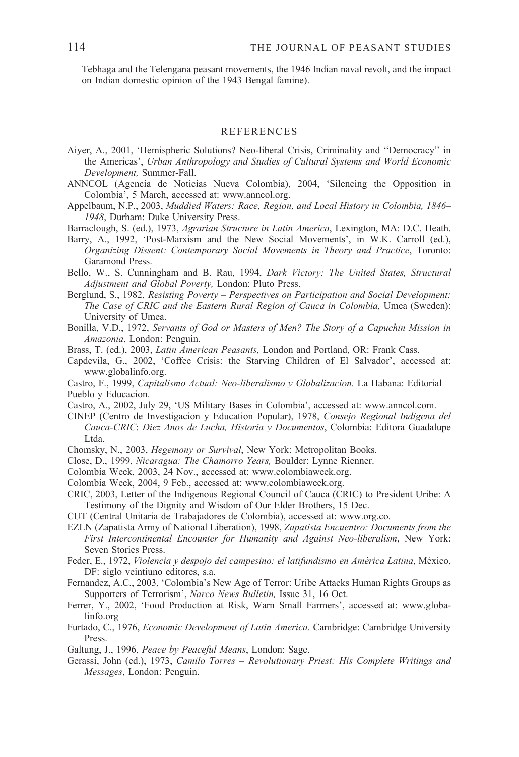Tebhaga and the Telengana peasant movements, the 1946 Indian naval revolt, and the impact on Indian domestic opinion of the 1943 Bengal famine).

## REFERENCES

Aiyer, A., 2001, 'Hemispheric Solutions? Neo-liberal Crisis, Criminality and ''Democracy'' in the Americas', *Urban Anthropology and Studies of Cultural Systems and World Economic Development,* Summer-Fall.

ANNCOL (Agencia de Noticias Nueva Colombia), 2004, 'Silencing the Opposition in Colombia', 5 March, accessed at: www.anncol.org.

Appelbaum, N.P., 2003, *Muddied Waters: Race, Region, and Local History in Colombia, 1846–1948*, Durham: Duke University Press.

Barraclough, S. (ed.), 1973, *Agrarian Structure in Latin America*, Lexington, MA: D.C. Heath.

Barry, A., 1992, 'Post-Marxism and the New Social Movements', in W.K. Carroll (ed.), *Organizing Dissent: Contemporary Social Movements in Theory and Practice*, Toronto: Garamond Press.

Bello, W., S. Cunningham and B. Rau, 1994, *Dark Victory: The United States, Structural Adjustment and Global Poverty,* London: Pluto Press.

Berglund, S., 1982, *Resisting Poverty – Perspectives on Participation and Social Development: The Case of CRIC and the Eastern Rural Region of Cauca in Colombia,* Umea (Sweden): University of Umea.

Bonilla, V.D., 1972, *Servants of God or Masters of Men? The Story of a Capuchin Mission in Amazonia*, London: Penguin.

Brass, T. (ed.), 2003, *Latin American Peasants,* London and Portland, OR: Frank Cass.

Capdevila, G., 2002, 'Coffee Crisis: the Starving Children of El Salvador', accessed at: www.globalinfo.org.

Castro, F., 1999, *Capitalismo Actual: Neo-liberalismo y Globalizacion.* La Habana: Editorial Pueblo y Educacion.

Castro, A., 2002, July 29, 'US Military Bases in Colombia', accessed at: www.anncol.com.

CINEP (Centro de Investigacion y Education Popular), 1978, *Consejo Regional Indigena del Cauca-CRIC*: *Diez Anos de Lucha, Historia y Documentos*, Colombia: Editora Guadalupe Ltda.

Chomsky, N., 2003, *Hegemony or Survival*, New York: Metropolitan Books.

Close, D., 1999, *Nicaragua: The Chamorro Years,* Boulder: Lynne Rienner.

Colombia Week, 2003, 24 Nov., accessed at: www.colombiaweek.org.

Colombia Week, 2004, 9 Feb., accessed at: www.colombiaweek.org.

CRIC, 2003, Letter of the Indigenous Regional Council of Cauca (CRIC) to President Uribe: A Testimony of the Dignity and Wisdom of Our Elder Brothers, 15 Dec.

CUT (Central Unitaria de Trabajadores de Colombia), accessed at: www.org.co.

EZLN (Zapatista Army of National Liberation), 1998, *Zapatista Encuentro: Documents from the First Intercontinental Encounter for Humanity and Against Neo-liberalism*, New York: Seven Stories Press.

Feder, E., 1972, *Violencia y despojo del campesino: el latifundismo en América Latina*, México, DF: siglo veintiuno editores, s.a.

Fernandez, A.C., 2003, 'Colombia's New Age of Terror: Uribe Attacks Human Rights Groups as Supporters of Terrorism', *Narco News Bulletin,* Issue 31, 16 Oct.

Ferrer, Y., 2002, 'Food Production at Risk, Warn Small Farmers', accessed at: www.globalinfo.org

Furtado, C., 1976, *Economic Development of Latin America*. Cambridge: Cambridge University Press.

Galtung, J., 1996, *Peace by Peaceful Means*, London: Sage.

Gerassi, John (ed.), 1973, *Camilo Torres – Revolutionary Priest: His Complete Writings and Messages*, London: Penguin.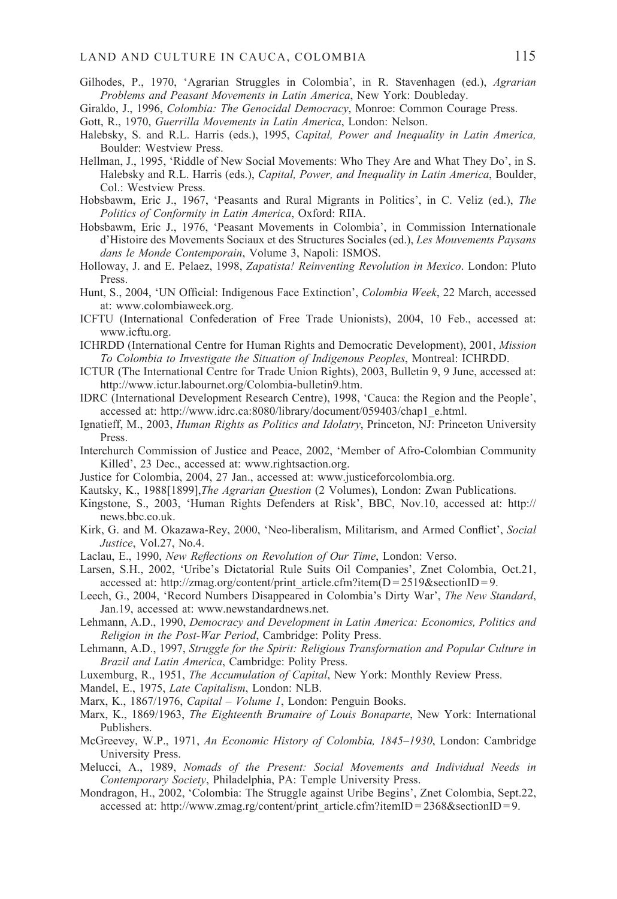Gilhodes, P., 1970, 'Agrarian Struggles in Colombia', in R. Stavenhagen (ed.), *Agrarian Problems and Peasant Movements in Latin America*, New York: Doubleday.

Giraldo, J., 1996, *Colombia: The Genocidal Democracy*, Monroe: Common Courage Press.

Gott, R., 1970, *Guerrilla Movements in Latin America*, London: Nelson.

Halebsky, S. and R.L. Harris (eds.), 1995, *Capital, Power and Inequality in Latin America,* Boulder: Westview Press.

Hellman, J., 1995, 'Riddle of New Social Movements: Who They Are and What They Do', in S. Halebsky and R.L. Harris (eds.), *Capital, Power, and Inequality in Latin America*, Boulder, Col.: Westview Press.

Hobsbawm, Eric J., 1967, 'Peasants and Rural Migrants in Politics', in C. Veliz (ed.), *The Politics of Conformity in Latin America*, Oxford: RIIA.

Hobsbawm, Eric J., 1976, 'Peasant Movements in Colombia', in Commission Internationale d'Histoire des Movements Sociaux et des Structures Sociales (ed.), *Les Mouvements Paysans dans le Monde Contemporain*, Volume 3, Napoli: ISMOS.

Holloway, J. and E. Pelaez, 1998, *Zapatista! Reinventing Revolution in Mexico*. London: Pluto Press.

Hunt, S., 2004, 'UN Official: Indigenous Face Extinction', *Colombia Week*, 22 March, accessed at: www.colombiaweek.org.

ICFTU (International Confederation of Free Trade Unionists), 2004, 10 Feb., accessed at: www.icftu.org.

ICHRDD (International Centre for Human Rights and Democratic Development), 2001, *Mission To Colombia to Investigate the Situation of Indigenous Peoples*, Montreal: ICHRDD.

ICTUR (The International Centre for Trade Union Rights), 2003, Bulletin 9, 9 June, accessed at: http://www.ictur.labournet.org/Colombia-bulletin9.htm.

IDRC (International Development Research Centre), 1998, 'Cauca: the Region and the People', accessed at: http://www.idrc.ca:8080/library/document/059403/chap1_e.html.

Ignatieff, M., 2003, *Human Rights as Politics and Idolatry*, Princeton, NJ: Princeton University Press.

Interchurch Commission of Justice and Peace, 2002, 'Member of Afro-Colombian Community Killed', 23 Dec., accessed at: www.rightsaction.org.

Justice for Colombia, 2004, 27 Jan., accessed at: www.justiceforcolombia.org.

Kautsky, K., 1988[1899],*The Agrarian Question* (2 Volumes), London: Zwan Publications.

Kingstone, S., 2003, 'Human Rights Defenders at Risk', BBC, Nov.10, accessed at: http://news.bbc.co.uk.

Kirk, G. and M. Okazawa-Rey, 2000, 'Neo-liberalism, Militarism, and Armed Conflict', *Social Justice*, Vol.27, No.4.

Laclau, E., 1990, *New Reflections on Revolution of Our Time*, London: Verso.

Larsen, S.H., 2002, 'Uribe's Dictatorial Rule Suits Oil Companies', Znet Colombia, Oct.21, accessed at: http://zmag.org/content/print_article.cfm?item(D = 2519&sectionID = 9.

Leech, G., 2004, 'Record Numbers Disappeared in Colombia's Dirty War', *The New Standard*, Jan.19, accessed at: www.newstandardnews.net.

Lehmann, A.D., 1990, *Democracy and Development in Latin America: Economics, Politics and Religion in the Post-War Period*, Cambridge: Polity Press.

Lehmann, A.D., 1997, *Struggle for the Spirit: Religious Transformation and Popular Culture in Brazil and Latin America*, Cambridge: Polity Press.

Luxemburg, R., 1951, *The Accumulation of Capital*, New York: Monthly Review Press.

Mandel, E., 1975, *Late Capitalism*, London: NLB.

Marx, K., 1867/1976, *Capital – Volume 1*, London: Penguin Books.

Marx, K., 1869/1963, *The Eighteenth Brumaire of Louis Bonaparte*, New York: International Publishers.

McGreevey, W.P., 1971, *An Economic History of Colombia, 1845–1930*, London: Cambridge University Press.

Melucci, A., 1989, *Nomads of the Present: Social Movements and Individual Needs in Contemporary Society*, Philadelphia, PA: Temple University Press.

Mondragon, H., 2002, 'Colombia: The Struggle against Uribe Begins', Znet Colombia, Sept.22, accessed at: http://www.zmag.rg/content/print_article.cfm?itemID = 2368&sectionID = 9.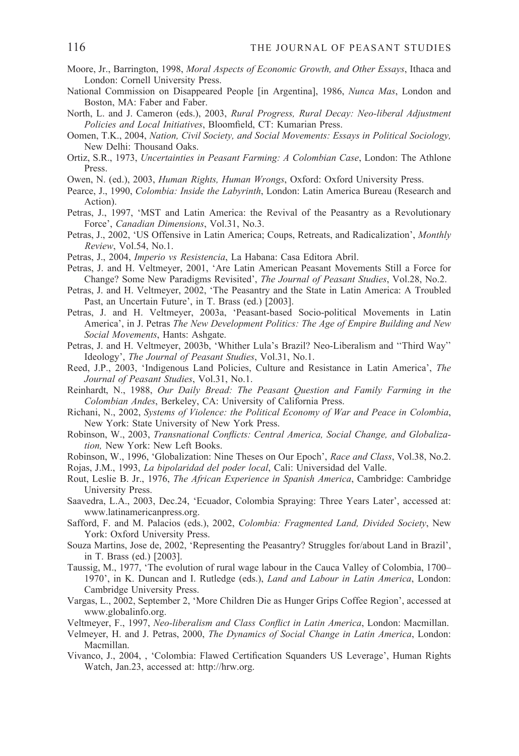Moore, Jr., Barrington, 1998, *Moral Aspects of Economic Growth, and Other Essays*, Ithaca and London: Cornell University Press.

National Commission on Disappeared People [in Argentina], 1986, *Nunca Mas*, London and Boston, MA: Faber and Faber.

North, L. and J. Cameron (eds.), 2003, *Rural Progress, Rural Decay: Neo-liberal Adjustment Policies and Local Initiatives*, Bloomfield, CT: Kumarian Press.

Oomen, T.K., 2004, *Nation, Civil Society, and Social Movements: Essays in Political Sociology,* New Delhi: Thousand Oaks.

Ortiz, S.R., 1973, *Uncertainties in Peasant Farming: A Colombian Case*, London: The Athlone Press.

Owen, N. (ed.), 2003, *Human Rights, Human Wrongs*, Oxford: Oxford University Press.

Pearce, J., 1990, *Colombia: Inside the Labyrinth*, London: Latin America Bureau (Research and Action).

Petras, J., 1997, 'MST and Latin America: the Revival of the Peasantry as a Revolutionary Force', *Canadian Dimensions*, Vol.31, No.3.

Petras, J., 2002, 'US Offensive in Latin America; Coups, Retreats, and Radicalization', *Monthly Review*, Vol.54, No.1.

Petras, J., 2004, *Imperio vs Resistencia*, La Habana: Casa Editora Abril.

Petras, J. and H. Veltmeyer, 2001, 'Are Latin American Peasant Movements Still a Force for Change? Some New Paradigms Revisited', *The Journal of Peasant Studies*, Vol.28, No.2.

Petras, J. and H. Veltmeyer, 2002, 'The Peasantry and the State in Latin America: A Troubled Past, an Uncertain Future', in T. Brass (ed.) [2003].

Petras, J. and H. Veltmeyer, 2003a, 'Peasant-based Socio-political Movements in Latin America', in J. Petras *The New Development Politics: The Age of Empire Building and New Social Movements*, Hants: Ashgate.

Petras, J. and H. Veltmeyer, 2003b, 'Whither Lula's Brazil? Neo-Liberalism and "Third Way" Ideology', *The Journal of Peasant Studies*, Vol.31, No.1.

Reed, J.P., 2003, 'Indigenous Land Policies, Culture and Resistance in Latin America', *The Journal of Peasant Studies*, Vol.31, No.1.

Reinhardt, N., 1988, *Our Daily Bread: The Peasant Question and Family Farming in the Colombian Andes*, Berkeley, CA: University of California Press.

Richani, N., 2002, *Systems of Violence: the Political Economy of War and Peace in Colombia*, New York: State University of New York Press.

Robinson, W., 2003, *Transnational Conflicts: Central America, Social Change, and Globalization,* New York: New Left Books.

Robinson, W., 1996, 'Globalization: Nine Theses on Our Epoch', *Race and Class*, Vol.38, No.2.

Rojas, J.M., 1993, *La bipolaridad del poder local*, Cali: Universidad del Valle.

Rout, Leslie B. Jr., 1976, *The African Experience in Spanish America*, Cambridge: Cambridge University Press.

Saavedra, L.A., 2003, Dec.24, 'Ecuador, Colombia Spraying: Three Years Later', accessed at: www.latinamericanpress.org.

Safford, F. and M. Palacios (eds.), 2002, *Colombia: Fragmented Land, Divided Society*, New York: Oxford University Press.

Souza Martins, Jose de, 2002, 'Representing the Peasantry? Struggles for/about Land in Brazil', in T. Brass (ed.) [2003].

Taussig, M., 1977, 'The evolution of rural wage labour in the Cauca Valley of Colombia, 1700–1970', in K. Duncan and I. Rutledge (eds.), *Land and Labour in Latin America*, London: Cambridge University Press.

Vargas, L., 2002, September 2, 'More Children Die as Hunger Grips Coffee Region', accessed at www.globalinfo.org.

Veltmeyer, F., 1997, *Neo-liberalism and Class Conflict in Latin America*, London: Macmillan.

Velmeyer, H. and J. Petras, 2000, *The Dynamics of Social Change in Latin America*, London: Macmillan.

Vivanco, J., 2004, , 'Colombia: Flawed Certification Squanders US Leverage', Human Rights Watch, Jan.23, accessed at: http://hrw.org.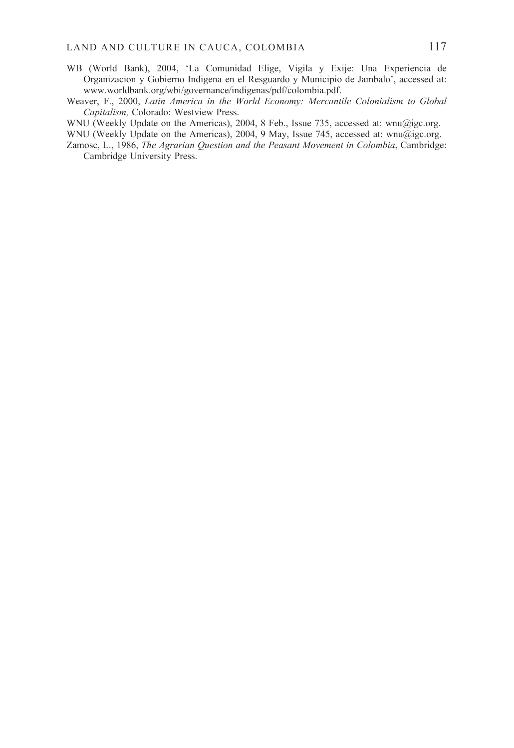WB (World Bank), 2004, 'La Comunidad Elige, Vigila y Exije: Una Experiencia de Organizacion y Gobierno Indigena en el Resguardo y Municipio de Jambalo', accessed at: www.worldbank.org/wbi/governance/indigenas/pdf/colombia.pdf.

Weaver, F., 2000, *Latin America in the World Economy: Mercantile Colonialism to Global Capitalism,* Colorado: Westview Press.

WNU (Weekly Update on the Americas), 2004, 8 Feb., Issue 735, accessed at: wnu@igc.org.

WNU (Weekly Update on the Americas), 2004, 9 May, Issue 745, accessed at: wnu@igc.org.

Zamosc, L., 1986, *The Agrarian Question and the Peasant Movement in Colombia*, Cambridge: Cambridge University Press.